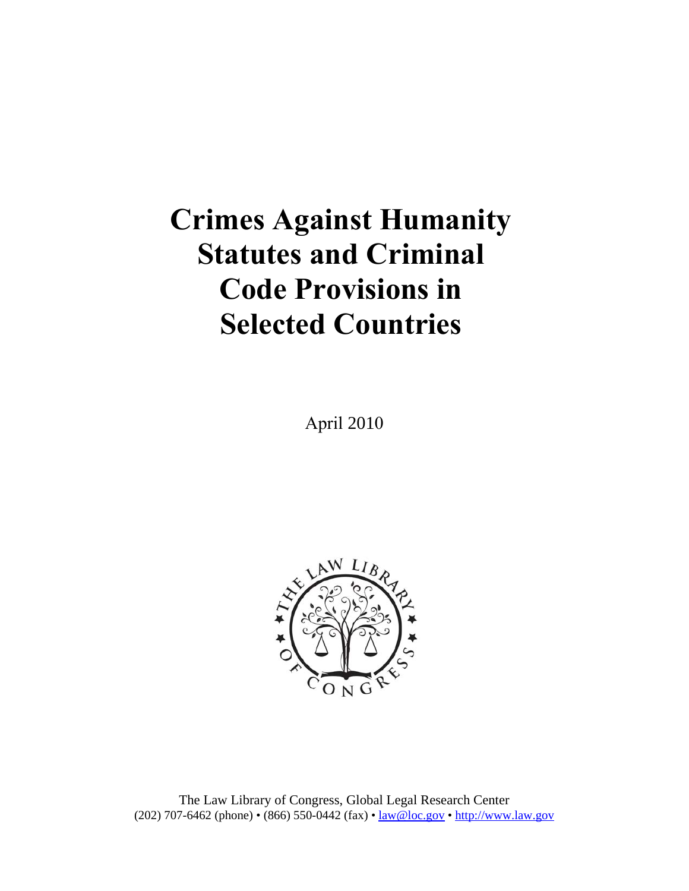# Crimes Against Humanity Statutes and Criminal Code Provisions in Selected Countries

April 2010

The Law Library of Congress, Global Legal Research Center
(202) 707-6462 (phone) • (866) 550-0442 (fax) • law@loc.gov • http://www.law.gov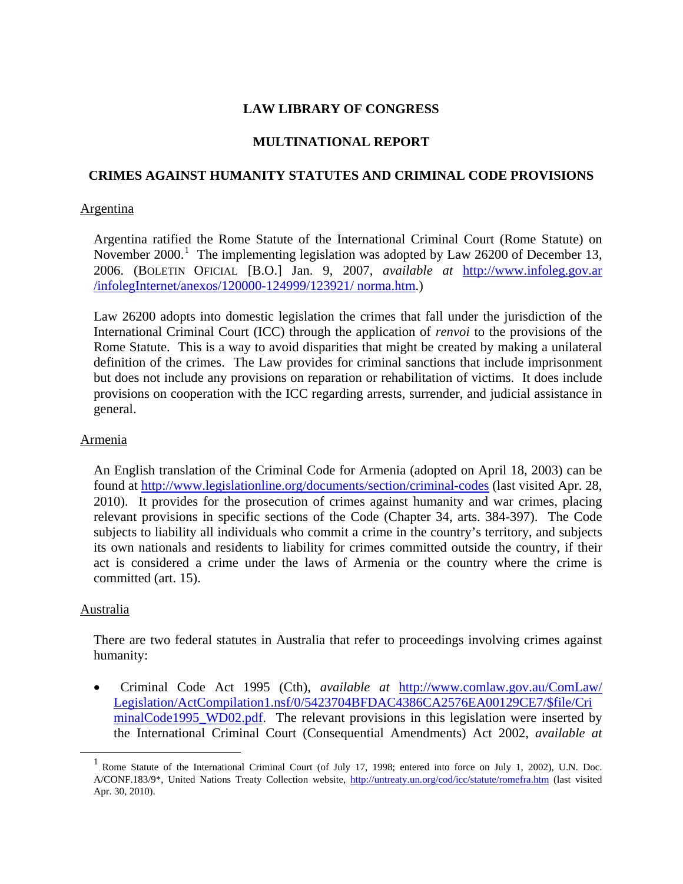**LAW LIBRARY OF CONGRESS**

**MULTINATIONAL REPORT**

**CRIMES AGAINST HUMANITY STATUTES AND CRIMINAL CODE PROVISIONS**

## Argentina

Argentina ratified the Rome Statute of the International Criminal Court (Rome Statute) on November 2000.[1] The implementing legislation was adopted by Law 26200 of December 13, 2006. (BOLETIN OFICIAL [B.O.] Jan. 9, 2007, *available at* http://www.infoleg.gov.ar/infolegInternet/anexos/120000-124999/123921/ norma.htm.)

Law 26200 adopts into domestic legislation the crimes that fall under the jurisdiction of the International Criminal Court (ICC) through the application of *renvoi* to the provisions of the Rome Statute. This is a way to avoid disparities that might be created by making a unilateral definition of the crimes. The Law provides for criminal sanctions that include imprisonment but does not include any provisions on reparation or rehabilitation of victims. It does include provisions on cooperation with the ICC regarding arrests, surrender, and judicial assistance in general.

## Armenia

An English translation of the Criminal Code for Armenia (adopted on April 18, 2003) can be found at http://www.legislationline.org/documents/section/criminal-codes (last visited Apr. 28, 2010). It provides for the prosecution of crimes against humanity and war crimes, placing relevant provisions in specific sections of the Code (Chapter 34, arts. 384-397). The Code subjects to liability all individuals who commit a crime in the country's territory, and subjects its own nationals and residents to liability for crimes committed outside the country, if their act is considered a crime under the laws of Armenia or the country where the crime is committed (art. 15).

## Australia

There are two federal statutes in Australia that refer to proceedings involving crimes against humanity:

- Criminal Code Act 1995 (Cth), *available at* http://www.comlaw.gov.au/ComLaw/Legislation/ActCompilation1.nsf/0/5423704BFDAC4386CA2576EA00129CE7/$file/CriminalCode1995_WD02.pdf. The relevant provisions in this legislation were inserted by the International Criminal Court (Consequential Amendments) Act 2002, *available at*

---

[1] Rome Statute of the International Criminal Court (of July 17, 1998; entered into force on July 1, 2002), U.N. Doc. A/CONF.183/9*, United Nations Treaty Collection website, http://untreaty.un.org/cod/icc/statute/romefra.htm (last visited Apr. 30, 2010).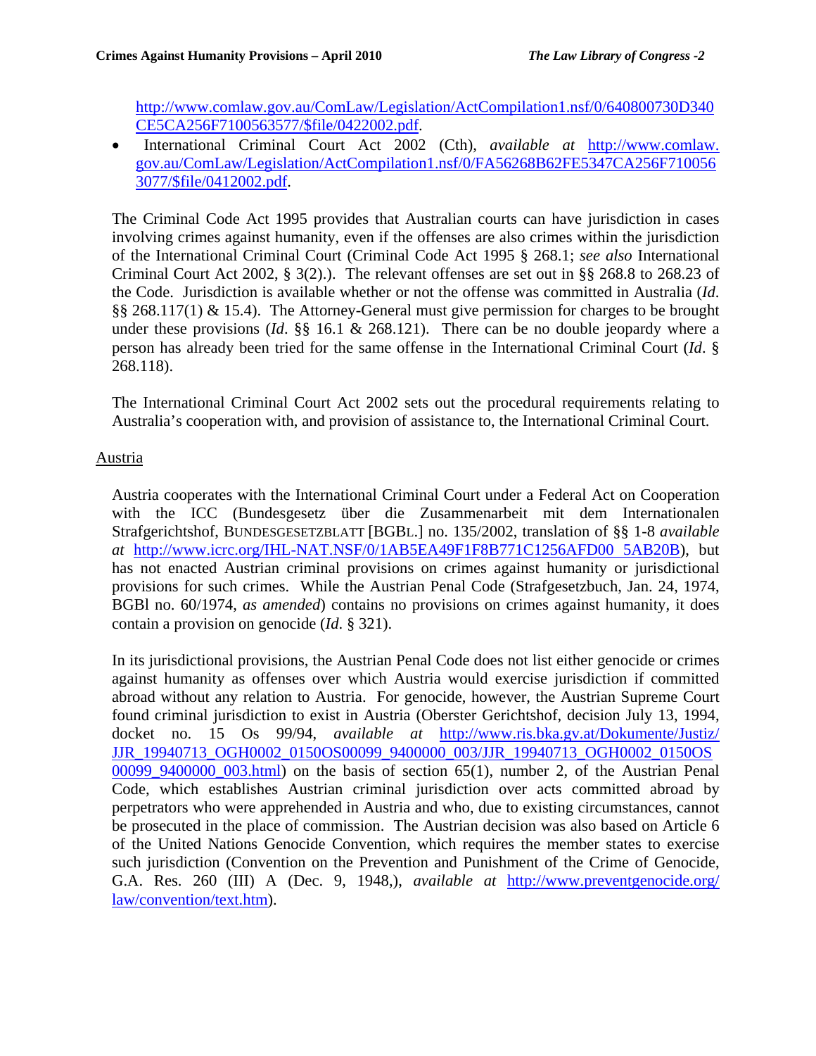http://www.comlaw.gov.au/ComLaw/Legislation/ActCompilation1.nsf/0/640800730D340CE5CA256F7100563577/$file/0422002.pdf.

- International Criminal Court Act 2002 (Cth), *available at* http://www.comlaw.gov.au/ComLaw/Legislation/ActCompilation1.nsf/0/FA56268B62FE5347CA256F7100563077/$file/0412002.pdf.

The Criminal Code Act 1995 provides that Australian courts can have jurisdiction in cases involving crimes against humanity, even if the offenses are also crimes within the jurisdiction of the International Criminal Court (Criminal Code Act 1995 § 268.1; *see also* International Criminal Court Act 2002, § 3(2).). The relevant offenses are set out in §§ 268.8 to 268.23 of the Code. Jurisdiction is available whether or not the offense was committed in Australia (*Id*. §§ 268.117(1) & 15.4). The Attorney-General must give permission for charges to be brought under these provisions (*Id*. §§ 16.1 & 268.121). There can be no double jeopardy where a person has already been tried for the same offense in the International Criminal Court (*Id*. § 268.118).

The International Criminal Court Act 2002 sets out the procedural requirements relating to Australia's cooperation with, and provision of assistance to, the International Criminal Court.

## Austria

Austria cooperates with the International Criminal Court under a Federal Act on Cooperation with the ICC (Bundesgesetz über die Zusammenarbeit mit dem Internationalen Strafgerichtshof, BUNDESGESETZBLATT [BGBL.] no. 135/2002, translation of §§ 1-8 *available at* http://www.icrc.org/IHL-NAT.NSF/0/1AB5EA49F1F8B771C1256AFD00 5AB20B), but has not enacted Austrian criminal provisions on crimes against humanity or jurisdictional provisions for such crimes. While the Austrian Penal Code (Strafgesetzbuch, Jan. 24, 1974, BGBl no. 60/1974, *as amended*) contains no provisions on crimes against humanity, it does contain a provision on genocide (*Id*. § 321).

In its jurisdictional provisions, the Austrian Penal Code does not list either genocide or crimes against humanity as offenses over which Austria would exercise jurisdiction if committed abroad without any relation to Austria. For genocide, however, the Austrian Supreme Court found criminal jurisdiction to exist in Austria (Oberster Gerichtshof, decision July 13, 1994, docket no. 15 Os 99/94, *available at* http://www.ris.bka.gv.at/Dokumente/Justiz/JJR_19940713_OGH0002_0150OS00099_9400000_003/JJR_19940713_OGH0002_0150OS00099_9400000_003.html) on the basis of section 65(1), number 2, of the Austrian Penal Code, which establishes Austrian criminal jurisdiction over acts committed abroad by perpetrators who were apprehended in Austria and who, due to existing circumstances, cannot be prosecuted in the place of commission. The Austrian decision was also based on Article 6 of the United Nations Genocide Convention, which requires the member states to exercise such jurisdiction (Convention on the Prevention and Punishment of the Crime of Genocide, G.A. Res. 260 (III) A (Dec. 9, 1948,), *available at* http://www.preventgenocide.org/law/convention/text.htm).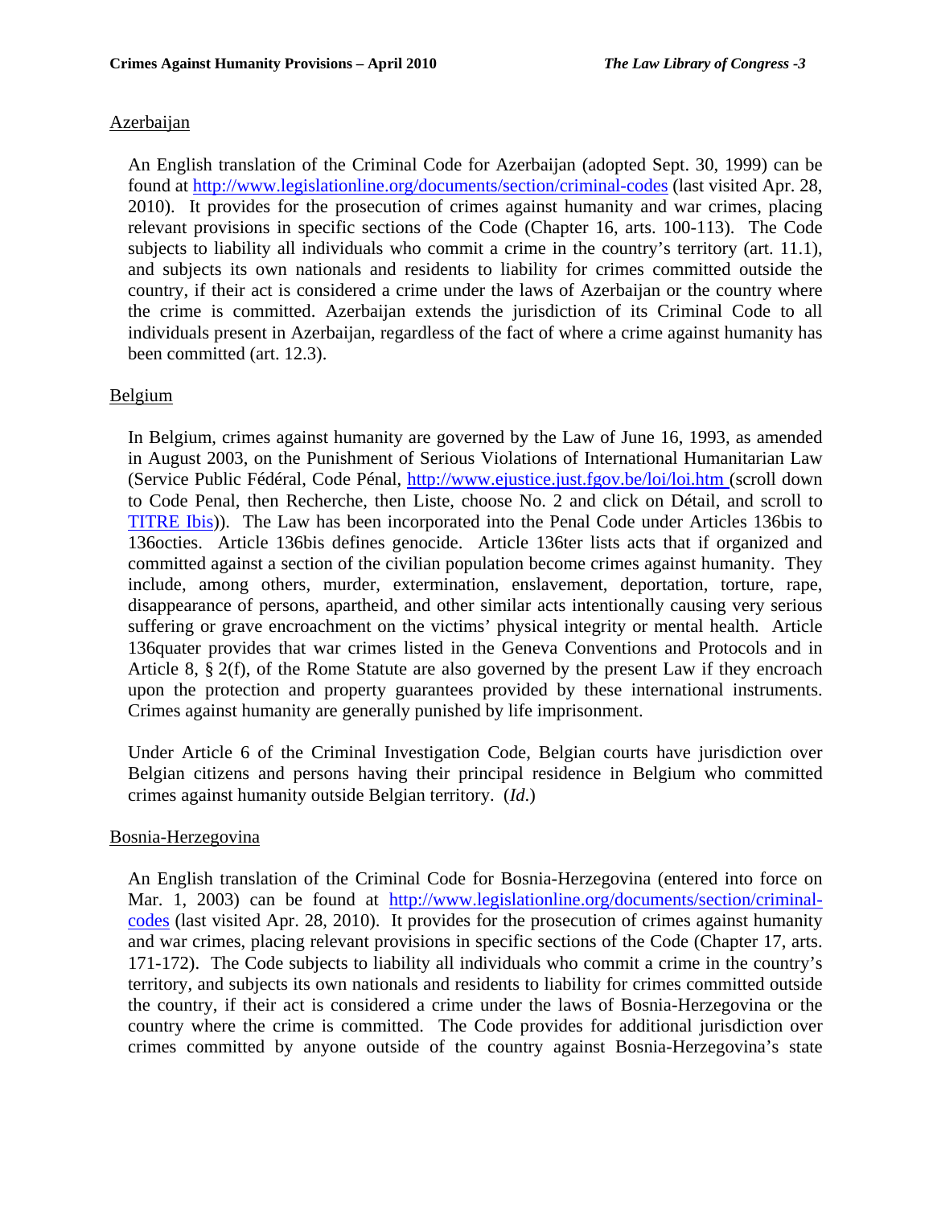## Azerbaijan

An English translation of the Criminal Code for Azerbaijan (adopted Sept. 30, 1999) can be found at [http://www.legislationline.org/documents/section/criminal-codes](http://www.legislationline.org/documents/section/criminal-codes) (last visited Apr. 28, 2010). It provides for the prosecution of crimes against humanity and war crimes, placing relevant provisions in specific sections of the Code (Chapter 16, arts. 100-113). The Code subjects to liability all individuals who commit a crime in the country's territory (art. 11.1), and subjects its own nationals and residents to liability for crimes committed outside the country, if their act is considered a crime under the laws of Azerbaijan or the country where the crime is committed. Azerbaijan extends the jurisdiction of its Criminal Code to all individuals present in Azerbaijan, regardless of the fact of where a crime against humanity has been committed (art. 12.3).

## Belgium

In Belgium, crimes against humanity are governed by the Law of June 16, 1993, as amended in August 2003, on the Punishment of Serious Violations of International Humanitarian Law (Service Public Fédéral, Code Pénal, [http://www.ejustice.just.fgov.be/loi/loi.htm](http://www.ejustice.just.fgov.be/loi/loi.htm) (scroll down to Code Penal, then Recherche, then Liste, choose No. 2 and click on Détail, and scroll to TITRE Ibis)). The Law has been incorporated into the Penal Code under Articles 136bis to 136octies. Article 136bis defines genocide. Article 136ter lists acts that if organized and committed against a section of the civilian population become crimes against humanity. They include, among others, murder, extermination, enslavement, deportation, torture, rape, disappearance of persons, apartheid, and other similar acts intentionally causing very serious suffering or grave encroachment on the victims' physical integrity or mental health. Article 136quater provides that war crimes listed in the Geneva Conventions and Protocols and in Article 8, § 2(f), of the Rome Statute are also governed by the present Law if they encroach upon the protection and property guarantees provided by these international instruments. Crimes against humanity are generally punished by life imprisonment.

Under Article 6 of the Criminal Investigation Code, Belgian courts have jurisdiction over Belgian citizens and persons having their principal residence in Belgium who committed crimes against humanity outside Belgian territory. (*Id*.)

## Bosnia-Herzegovina

An English translation of the Criminal Code for Bosnia-Herzegovina (entered into force on Mar. 1, 2003) can be found at [http://www.legislationline.org/documents/section/criminal-codes](http://www.legislationline.org/documents/section/criminal-codes) (last visited Apr. 28, 2010). It provides for the prosecution of crimes against humanity and war crimes, placing relevant provisions in specific sections of the Code (Chapter 17, arts. 171-172). The Code subjects to liability all individuals who commit a crime in the country's territory, and subjects its own nationals and residents to liability for crimes committed outside the country, if their act is considered a crime under the laws of Bosnia-Herzegovina or the country where the crime is committed. The Code provides for additional jurisdiction over crimes committed by anyone outside of the country against Bosnia-Herzegovina's state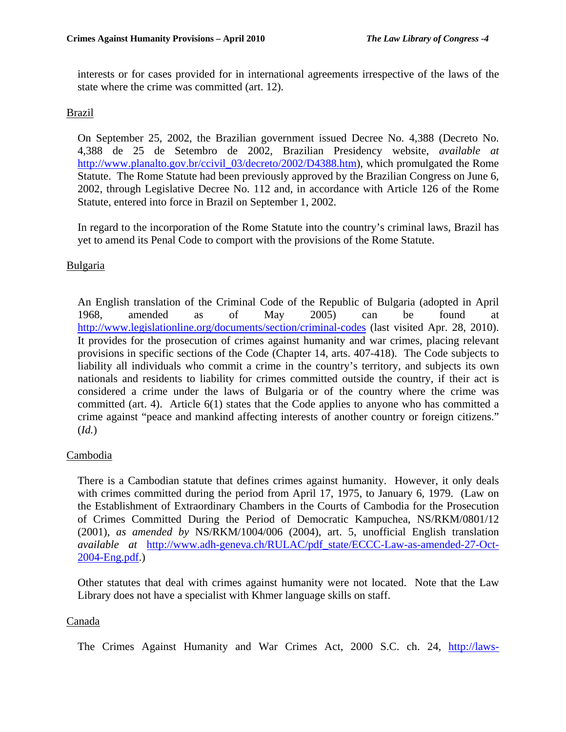interests or for cases provided for in international agreements irrespective of the laws of the state where the crime was committed (art. 12).

Brazil

On September 25, 2002, the Brazilian government issued Decree No. 4,388 (Decreto No. 4,388 de 25 de Setembro de 2002, Brazilian Presidency website, *available at* http://www.planalto.gov.br/ccivil_03/decreto/2002/D4388.htm), which promulgated the Rome Statute. The Rome Statute had been previously approved by the Brazilian Congress on June 6, 2002, through Legislative Decree No. 112 and, in accordance with Article 126 of the Rome Statute, entered into force in Brazil on September 1, 2002.

In regard to the incorporation of the Rome Statute into the country's criminal laws, Brazil has yet to amend its Penal Code to comport with the provisions of the Rome Statute.

Bulgaria

An English translation of the Criminal Code of the Republic of Bulgaria (adopted in April 1968, amended as of May 2005) can be found at http://www.legislationline.org/documents/section/criminal-codes (last visited Apr. 28, 2010). It provides for the prosecution of crimes against humanity and war crimes, placing relevant provisions in specific sections of the Code (Chapter 14, arts. 407-418). The Code subjects to liability all individuals who commit a crime in the country's territory, and subjects its own nationals and residents to liability for crimes committed outside the country, if their act is considered a crime under the laws of Bulgaria or of the country where the crime was committed (art. 4). Article 6(1) states that the Code applies to anyone who has committed a crime against "peace and mankind affecting interests of another country or foreign citizens." (*Id.*)

Cambodia

There is a Cambodian statute that defines crimes against humanity. However, it only deals with crimes committed during the period from April 17, 1975, to January 6, 1979. (Law on the Establishment of Extraordinary Chambers in the Courts of Cambodia for the Prosecution of Crimes Committed During the Period of Democratic Kampuchea, NS/RKM/0801/12 (2001), *as amended by* NS/RKM/1004/006 (2004), art. 5, unofficial English translation *available at* http://www.adh-geneva.ch/RULAC/pdf_state/ECCC-Law-as-amended-27-Oct-2004-Eng.pdf.)

Other statutes that deal with crimes against humanity were not located. Note that the Law Library does not have a specialist with Khmer language skills on staff.

Canada

The Crimes Against Humanity and War Crimes Act, 2000 S.C. ch. 24, http://laws-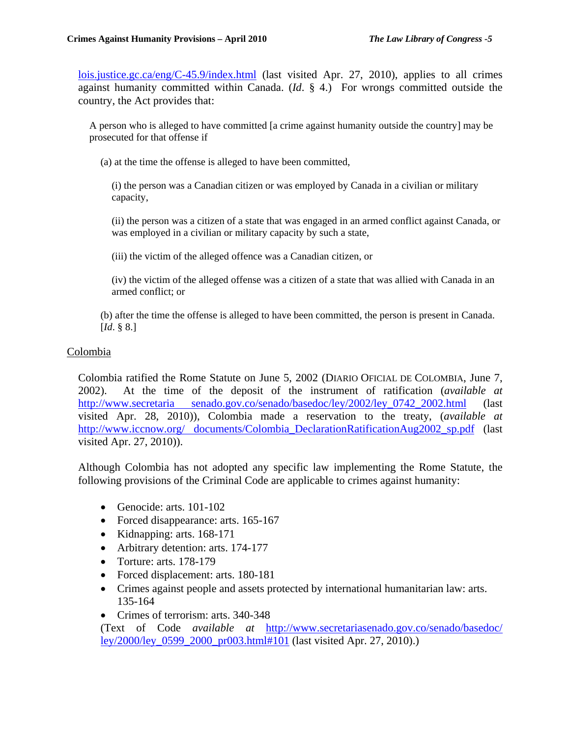lois.justice.gc.ca/eng/C-45.9/index.html (last visited Apr. 27, 2010), applies to all crimes against humanity committed within Canada. (*Id*. § 4.) For wrongs committed outside the country, the Act provides that:

> A person who is alleged to have committed [a crime against humanity outside the country] may be prosecuted for that offense if
>
> (a) at the time the offense is alleged to have been committed,
>
> (i) the person was a Canadian citizen or was employed by Canada in a civilian or military capacity,
>
> (ii) the person was a citizen of a state that was engaged in an armed conflict against Canada, or was employed in a civilian or military capacity by such a state,
>
> (iii) the victim of the alleged offence was a Canadian citizen, or
>
> (iv) the victim of the alleged offense was a citizen of a state that was allied with Canada in an armed conflict; or
>
> (b) after the time the offense is alleged to have been committed, the person is present in Canada. [*Id*. § 8.]

## Colombia

Colombia ratified the Rome Statute on June 5, 2002 (DIARIO OFICIAL DE COLOMBIA, June 7, 2002). At the time of the deposit of the instrument of ratification (*available at* http://www.secretaria senado.gov.co/senado/basedoc/ley/2002/ley_0742_2002.html (last visited Apr. 28, 2010)), Colombia made a reservation to the treaty, (*available at* http://www.iccnow.org/ documents/Colombia_DeclarationRatificationAug2002_sp.pdf (last visited Apr. 27, 2010)).

Although Colombia has not adopted any specific law implementing the Rome Statute, the following provisions of the Criminal Code are applicable to crimes against humanity:

- Genocide: arts. 101-102
- Forced disappearance: arts. 165-167
- Kidnapping: arts. 168-171
- Arbitrary detention: arts. 174-177
- Torture: arts. 178-179
- Forced displacement: arts. 180-181
- Crimes against people and assets protected by international humanitarian law: arts. 135-164
- Crimes of terrorism: arts. 340-348

(Text of Code *available at* http://www.secretariasenado.gov.co/senado/basedoc/ley/2000/ley_0599_2000_pr003.html#101 (last visited Apr. 27, 2010).)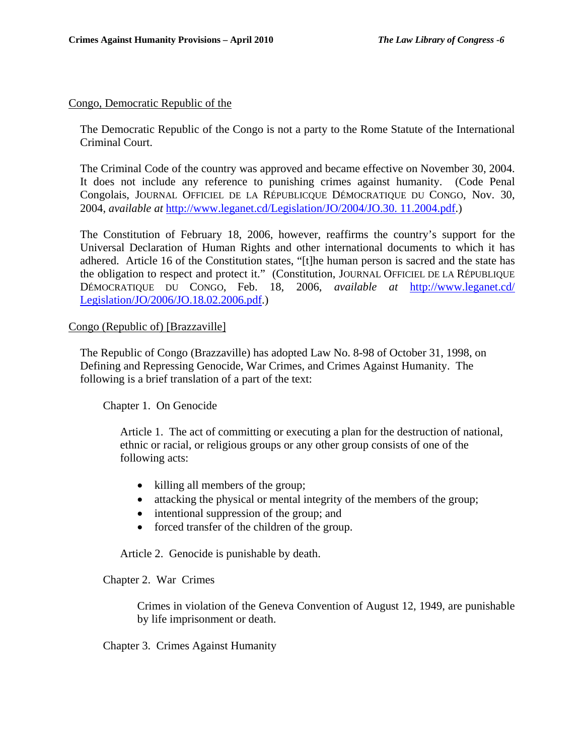## Congo, Democratic Republic of the

The Democratic Republic of the Congo is not a party to the Rome Statute of the International Criminal Court.

The Criminal Code of the country was approved and became effective on November 30, 2004. It does not include any reference to punishing crimes against humanity. (Code Penal Congolais, JOURNAL OFFICIEL DE LA RÉPUBLICQUE DÉMOCRATIQUE DU CONGO, Nov. 30, 2004, *available at* [http://www.leganet.cd/Legislation/JO/2004/JO.30. 11.2004.pdf](http://www.leganet.cd/Legislation/JO/2004/JO.30.11.2004.pdf).)

The Constitution of February 18, 2006, however, reaffirms the country's support for the Universal Declaration of Human Rights and other international documents to which it has adhered. Article 16 of the Constitution states, "[t]he human person is sacred and the state has the obligation to respect and protect it." (Constitution, JOURNAL OFFICIEL DE LA RÉPUBLIQUE DÉMOCRATIQUE DU CONGO, Feb. 18, 2006, *available at* [http://www.leganet.cd/Legislation/JO/2006/JO.18.02.2006.pdf](http://www.leganet.cd/Legislation/JO/2006/JO.18.02.2006.pdf).)

## Congo (Republic of) [Brazzaville]

The Republic of Congo (Brazzaville) has adopted Law No. 8-98 of October 31, 1998, on Defining and Repressing Genocide, War Crimes, and Crimes Against Humanity. The following is a brief translation of a part of the text:

Chapter 1. On Genocide

Article 1. The act of committing or executing a plan for the destruction of national, ethnic or racial, or religious groups or any other group consists of one of the following acts:

- killing all members of the group;
- attacking the physical or mental integrity of the members of the group;
- intentional suppression of the group; and
- forced transfer of the children of the group.

Article 2. Genocide is punishable by death.

Chapter 2. War Crimes

Crimes in violation of the Geneva Convention of August 12, 1949, are punishable by life imprisonment or death.

Chapter 3. Crimes Against Humanity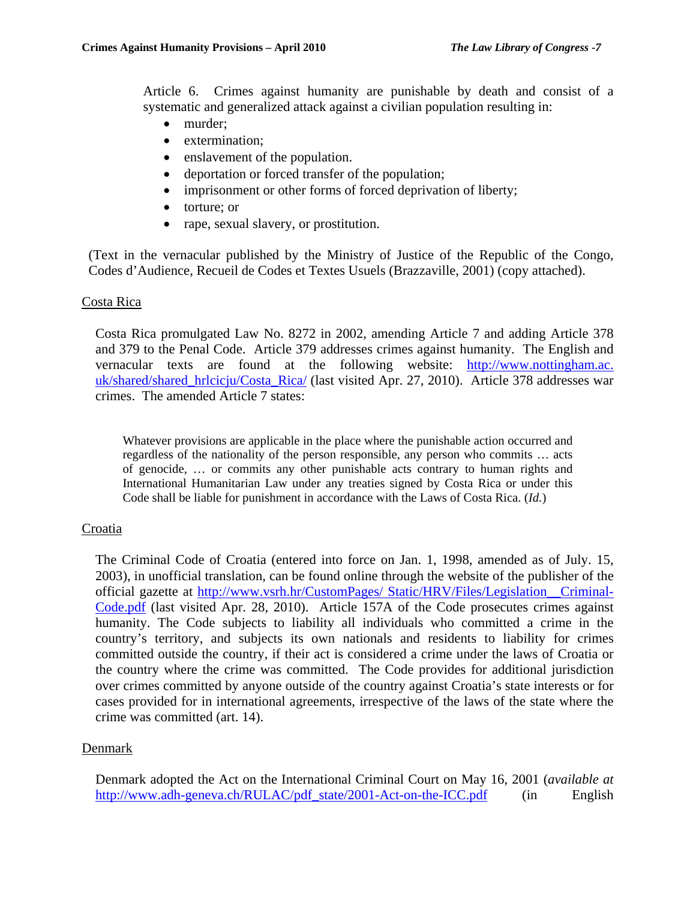Article 6. Crimes against humanity are punishable by death and consist of a systematic and generalized attack against a civilian population resulting in:

- murder;
- extermination;
- enslavement of the population.
- deportation or forced transfer of the population;
- imprisonment or other forms of forced deprivation of liberty;
- torture; or
- rape, sexual slavery, or prostitution.

(Text in the vernacular published by the Ministry of Justice of the Republic of the Congo, Codes d'Audience, Recueil de Codes et Textes Usuels (Brazzaville, 2001) (copy attached).

Costa Rica

Costa Rica promulgated Law No. 8272 in 2002, amending Article 7 and adding Article 378 and 379 to the Penal Code. Article 379 addresses crimes against humanity. The English and vernacular texts are found at the following website: http://www.nottingham.ac.uk/shared/shared_hrlcicju/Costa_Rica/ (last visited Apr. 27, 2010). Article 378 addresses war crimes. The amended Article 7 states:

> Whatever provisions are applicable in the place where the punishable action occurred and regardless of the nationality of the person responsible, any person who commits … acts of genocide, … or commits any other punishable acts contrary to human rights and International Humanitarian Law under any treaties signed by Costa Rica or under this Code shall be liable for punishment in accordance with the Laws of Costa Rica. (*Id.*)

Croatia

The Criminal Code of Croatia (entered into force on Jan. 1, 1998, amended as of July. 15, 2003), in unofficial translation, can be found online through the website of the publisher of the official gazette at http://www.vsrh.hr/CustomPages/ Static/HRV/Files/Legislation__Criminal-Code.pdf (last visited Apr. 28, 2010). Article 157A of the Code prosecutes crimes against humanity. The Code subjects to liability all individuals who committed a crime in the country's territory, and subjects its own nationals and residents to liability for crimes committed outside the country, if their act is considered a crime under the laws of Croatia or the country where the crime was committed. The Code provides for additional jurisdiction over crimes committed by anyone outside of the country against Croatia's state interests or for cases provided for in international agreements, irrespective of the laws of the state where the crime was committed (art. 14).

Denmark

Denmark adopted the Act on the International Criminal Court on May 16, 2001 (*available at* http://www.adh-geneva.ch/RULAC/pdf_state/2001-Act-on-the-ICC.pdf (in English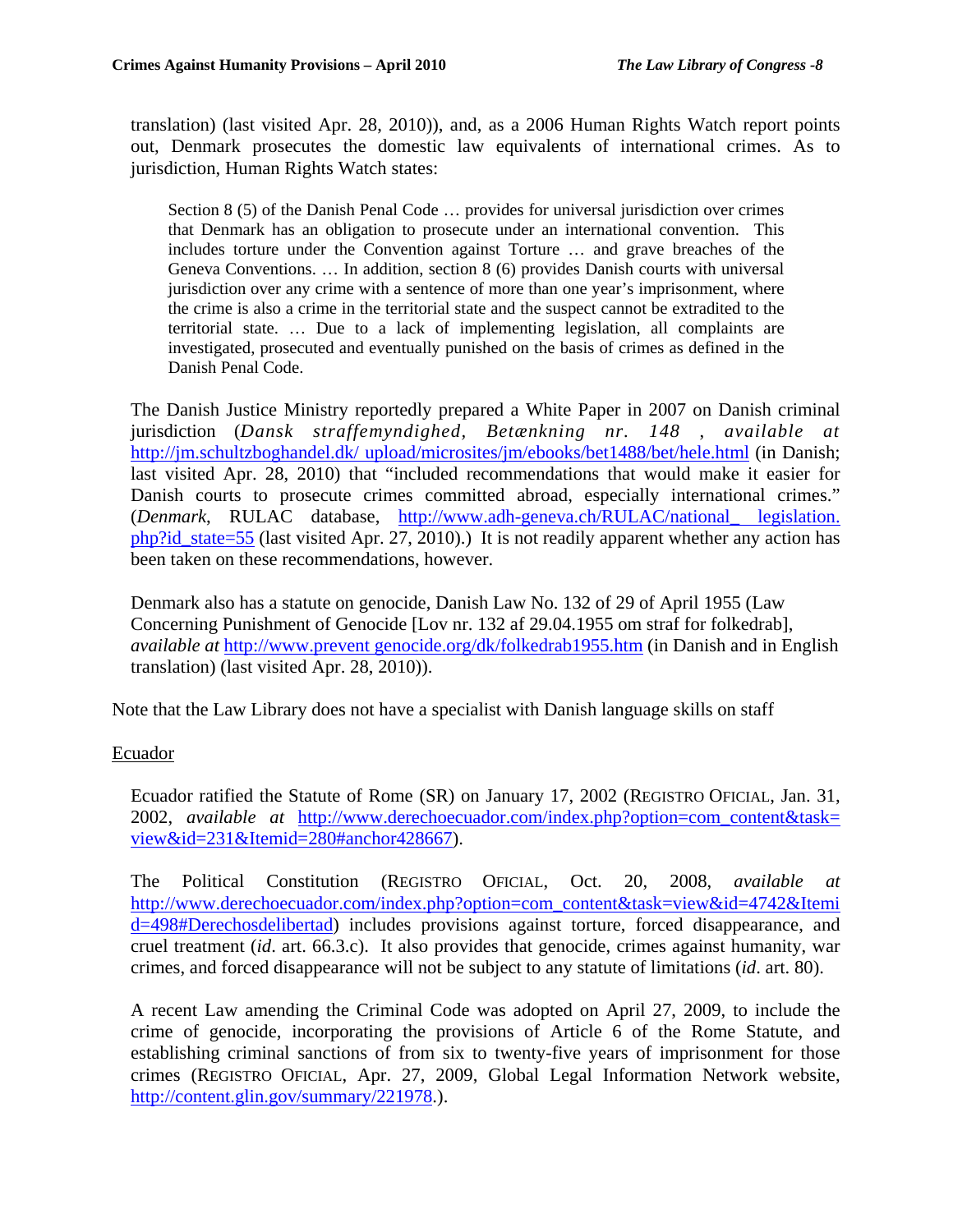translation) (last visited Apr. 28, 2010)), and, as a 2006 Human Rights Watch report points out, Denmark prosecutes the domestic law equivalents of international crimes. As to jurisdiction, Human Rights Watch states:

> Section 8 (5) of the Danish Penal Code … provides for universal jurisdiction over crimes that Denmark has an obligation to prosecute under an international convention. This includes torture under the Convention against Torture … and grave breaches of the Geneva Conventions. … In addition, section 8 (6) provides Danish courts with universal jurisdiction over any crime with a sentence of more than one year's imprisonment, where the crime is also a crime in the territorial state and the suspect cannot be extradited to the territorial state. … Due to a lack of implementing legislation, all complaints are investigated, prosecuted and eventually punished on the basis of crimes as defined in the Danish Penal Code.

The Danish Justice Ministry reportedly prepared a White Paper in 2007 on Danish criminal jurisdiction (*Dansk straffemyndighed, Betænkning nr. 148 , available at* http://jm.schultzboghandel.dk/ upload/microsites/jm/ebooks/bet1488/bet/hele.html (in Danish; last visited Apr. 28, 2010) that "included recommendations that would make it easier for Danish courts to prosecute crimes committed abroad, especially international crimes." (*Denmark*, RULAC database, http://www.adh-geneva.ch/RULAC/national_ legislation.php?id_state=55 (last visited Apr. 27, 2010).) It is not readily apparent whether any action has been taken on these recommendations, however.

Denmark also has a statute on genocide, Danish Law No. 132 of 29 of April 1955 (Law Concerning Punishment of Genocide [Lov nr. 132 af 29.04.1955 om straf for folkedrab], *available at* http://www.prevent genocide.org/dk/folkedrab1955.htm (in Danish and in English translation) (last visited Apr. 28, 2010)).

Note that the Law Library does not have a specialist with Danish language skills on staff

## Ecuador

Ecuador ratified the Statute of Rome (SR) on January 17, 2002 (REGISTRO OFICIAL, Jan. 31, 2002, *available at* http://www.derechoecuador.com/index.php?option=com_content&task=view&id=231&Itemid=280#anchor428667).

The Political Constitution (REGISTRO OFICIAL, Oct. 20, 2008, *available at* http://www.derechoecuador.com/index.php?option=com_content&task=view&id=4742&Itemid=498#Derechosdelibertad) includes provisions against torture, forced disappearance, and cruel treatment (*id*. art. 66.3.c). It also provides that genocide, crimes against humanity, war crimes, and forced disappearance will not be subject to any statute of limitations (*id*. art. 80).

A recent Law amending the Criminal Code was adopted on April 27, 2009, to include the crime of genocide, incorporating the provisions of Article 6 of the Rome Statute, and establishing criminal sanctions of from six to twenty-five years of imprisonment for those crimes (REGISTRO OFICIAL, Apr. 27, 2009, Global Legal Information Network website, http://content.glin.gov/summary/221978.).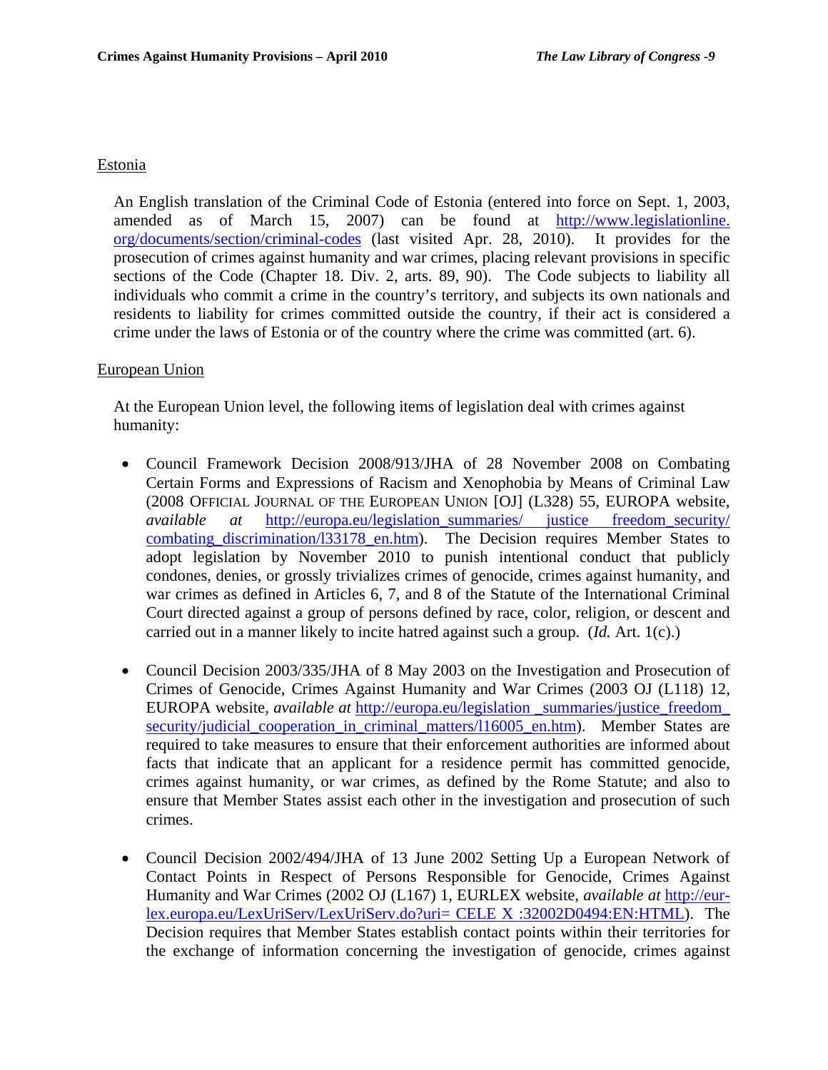Estonia

An English translation of the Criminal Code of Estonia (entered into force on Sept. 1, 2003, amended as of March 15, 2007) can be found at http://www.legislationline.org/documents/section/criminal-codes (last visited Apr. 28, 2010). It provides for the prosecution of crimes against humanity and war crimes, placing relevant provisions in specific sections of the Code (Chapter 18. Div. 2, arts. 89, 90). The Code subjects to liability all individuals who commit a crime in the country's territory, and subjects its own nationals and residents to liability for crimes committed outside the country, if their act is considered a crime under the laws of Estonia or of the country where the crime was committed (art. 6).

European Union

At the European Union level, the following items of legislation deal with crimes against humanity:

- Council Framework Decision 2008/913/JHA of 28 November 2008 on Combating Certain Forms and Expressions of Racism and Xenophobia by Means of Criminal Law (2008 OFFICIAL JOURNAL OF THE EUROPEAN UNION [OJ] (L328) 55, EUROPA website, *available at* http://europa.eu/legislation_summaries/ justice freedom_security/ combating_discrimination/l33178_en.htm). The Decision requires Member States to adopt legislation by November 2010 to punish intentional conduct that publicly condones, denies, or grossly trivializes crimes of genocide, crimes against humanity, and war crimes as defined in Articles 6, 7, and 8 of the Statute of the International Criminal Court directed against a group of persons defined by race, color, religion, or descent and carried out in a manner likely to incite hatred against such a group. (*Id.* Art. 1(c).)

- Council Decision 2003/335/JHA of 8 May 2003 on the Investigation and Prosecution of Crimes of Genocide, Crimes Against Humanity and War Crimes (2003 OJ (L118) 12, EUROPA website, *available at* http://europa.eu/legislation _summaries/justice_freedom_security/judicial_cooperation_in_criminal_matters/l16005_en.htm). Member States are required to take measures to ensure that their enforcement authorities are informed about facts that indicate that an applicant for a residence permit has committed genocide, crimes against humanity, or war crimes, as defined by the Rome Statute; and also to ensure that Member States assist each other in the investigation and prosecution of such crimes.

- Council Decision 2002/494/JHA of 13 June 2002 Setting Up a European Network of Contact Points in Respect of Persons Responsible for Genocide, Crimes Against Humanity and War Crimes (2002 OJ (L167) 1, EURLEX website, *available at* http://eur-lex.europa.eu/LexUriServ/LexUriServ.do?uri= CELE X :32002D0494:EN:HTML). The Decision requires that Member States establish contact points within their territories for the exchange of information concerning the investigation of genocide, crimes against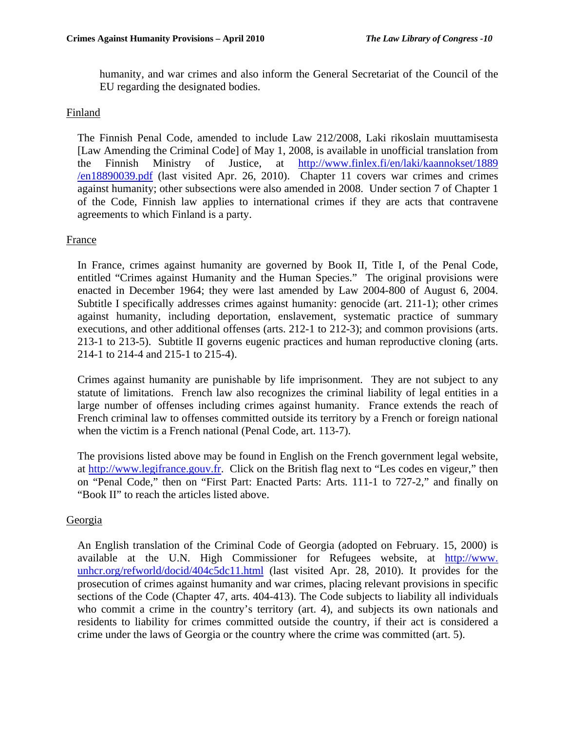humanity, and war crimes and also inform the General Secretariat of the Council of the EU regarding the designated bodies.

Finland

The Finnish Penal Code, amended to include Law 212/2008, Laki rikoslain muuttamisesta [Law Amending the Criminal Code] of May 1, 2008, is available in unofficial translation from the Finnish Ministry of Justice, at http://www.finlex.fi/en/laki/kaannokset/1889/en18890039.pdf (last visited Apr. 26, 2010). Chapter 11 covers war crimes and crimes against humanity; other subsections were also amended in 2008. Under section 7 of Chapter 1 of the Code, Finnish law applies to international crimes if they are acts that contravene agreements to which Finland is a party.

France

In France, crimes against humanity are governed by Book II, Title I, of the Penal Code, entitled "Crimes against Humanity and the Human Species." The original provisions were enacted in December 1964; they were last amended by Law 2004-800 of August 6, 2004. Subtitle I specifically addresses crimes against humanity: genocide (art. 211-1); other crimes against humanity, including deportation, enslavement, systematic practice of summary executions, and other additional offenses (arts. 212-1 to 212-3); and common provisions (arts. 213-1 to 213-5). Subtitle II governs eugenic practices and human reproductive cloning (arts. 214-1 to 214-4 and 215-1 to 215-4).

Crimes against humanity are punishable by life imprisonment. They are not subject to any statute of limitations. French law also recognizes the criminal liability of legal entities in a large number of offenses including crimes against humanity. France extends the reach of French criminal law to offenses committed outside its territory by a French or foreign national when the victim is a French national (Penal Code, art. 113-7).

The provisions listed above may be found in English on the French government legal website, at http://www.legifrance.gouv.fr. Click on the British flag next to "Les codes en vigeur," then on "Penal Code," then on "First Part: Enacted Parts: Arts. 111-1 to 727-2," and finally on "Book II" to reach the articles listed above.

Georgia

An English translation of the Criminal Code of Georgia (adopted on February. 15, 2000) is available at the U.N. High Commissioner for Refugees website, at http://www.unhcr.org/refworld/docid/404c5dc11.html (last visited Apr. 28, 2010). It provides for the prosecution of crimes against humanity and war crimes, placing relevant provisions in specific sections of the Code (Chapter 47, arts. 404-413). The Code subjects to liability all individuals who commit a crime in the country's territory (art. 4), and subjects its own nationals and residents to liability for crimes committed outside the country, if their act is considered a crime under the laws of Georgia or the country where the crime was committed (art. 5).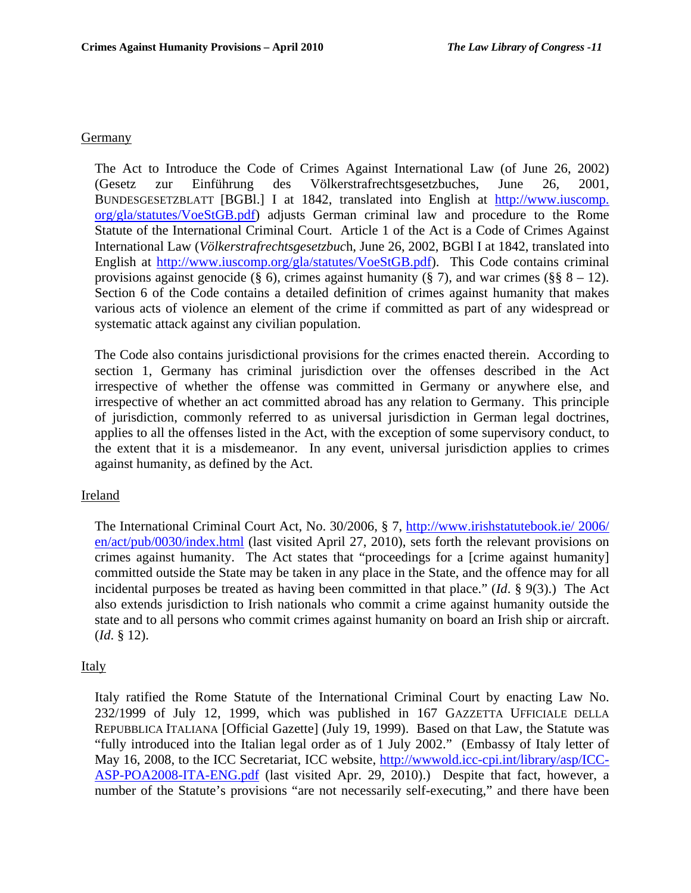Germany

The Act to Introduce the Code of Crimes Against International Law (of June 26, 2002) (Gesetz zur Einführung des Völkerstrafrechtsgesetzbuches, June 26, 2001, BUNDESGESETZBLATT [BGBl.] I at 1842, translated into English at [http://www.iuscomp.org/gla/statutes/VoeStGB.pdf](http://www.iuscomp.org/gla/statutes/VoeStGB.pdf)) adjusts German criminal law and procedure to the Rome Statute of the International Criminal Court. Article 1 of the Act is a Code of Crimes Against International Law (*Völkerstrafrechtsgesetzbuc*h, June 26, 2002, BGBl I at 1842, translated into English at [http://www.iuscomp.org/gla/statutes/VoeStGB.pdf](http://www.iuscomp.org/gla/statutes/VoeStGB.pdf)). This Code contains criminal provisions against genocide (§ 6), crimes against humanity (§ 7), and war crimes (§§ 8 – 12). Section 6 of the Code contains a detailed definition of crimes against humanity that makes various acts of violence an element of the crime if committed as part of any widespread or systematic attack against any civilian population.

The Code also contains jurisdictional provisions for the crimes enacted therein. According to section 1, Germany has criminal jurisdiction over the offenses described in the Act irrespective of whether the offense was committed in Germany or anywhere else, and irrespective of whether an act committed abroad has any relation to Germany. This principle of jurisdiction, commonly referred to as universal jurisdiction in German legal doctrines, applies to all the offenses listed in the Act, with the exception of some supervisory conduct, to the extent that it is a misdemeanor. In any event, universal jurisdiction applies to crimes against humanity, as defined by the Act.

Ireland

The International Criminal Court Act, No. 30/2006, § 7, [http://www.irishstatutebook.ie/ 2006/en/act/pub/0030/index.html](http://www.irishstatutebook.ie/2006/en/act/pub/0030/index.html) (last visited April 27, 2010), sets forth the relevant provisions on crimes against humanity. The Act states that "proceedings for a [crime against humanity] committed outside the State may be taken in any place in the State, and the offence may for all incidental purposes be treated as having been committed in that place." (*Id*. § 9(3).) The Act also extends jurisdiction to Irish nationals who commit a crime against humanity outside the state and to all persons who commit crimes against humanity on board an Irish ship or aircraft. (*Id*. § 12).

Italy

Italy ratified the Rome Statute of the International Criminal Court by enacting Law No. 232/1999 of July 12, 1999, which was published in 167 GAZZETTA UFFICIALE DELLA REPUBBLICA ITALIANA [Official Gazette] (July 19, 1999). Based on that Law, the Statute was "fully introduced into the Italian legal order as of 1 July 2002." (Embassy of Italy letter of May 16, 2008, to the ICC Secretariat, ICC website, [http://wwwold.icc-cpi.int/library/asp/ICC-ASP-POA2008-ITA-ENG.pdf](http://wwwold.icc-cpi.int/library/asp/ICC-ASP-POA2008-ITA-ENG.pdf) (last visited Apr. 29, 2010).) Despite that fact, however, a number of the Statute's provisions "are not necessarily self-executing," and there have been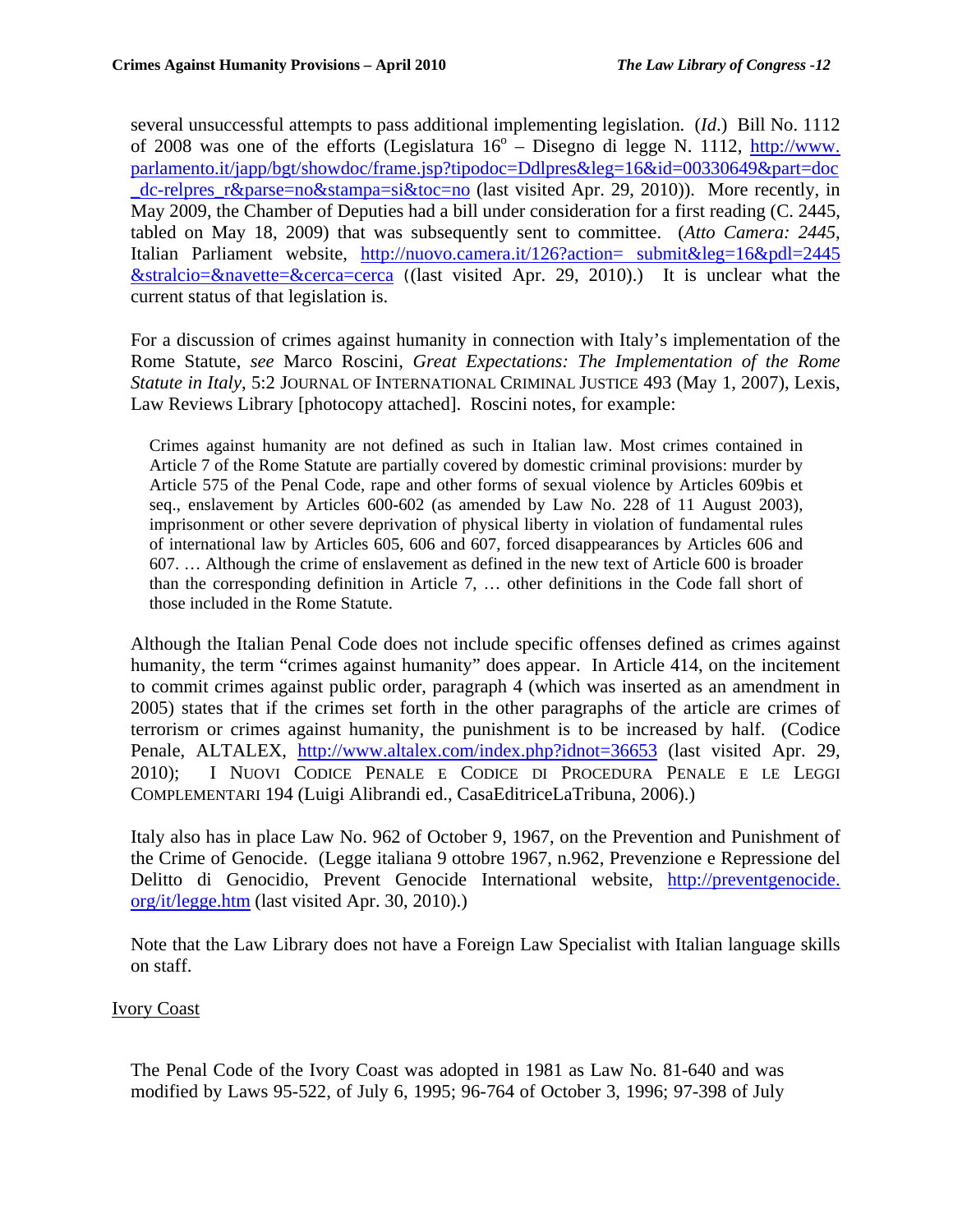several unsuccessful attempts to pass additional implementing legislation. (*Id.*) Bill No. 1112 of 2008 was one of the efforts (Legislatura 16º – Disegno di legge N. 1112, http://www.parlamento.it/japp/bgt/showdoc/frame.jsp?tipodoc=Ddlpres&leg=16&id=00330649&part=doc_dc-relpres_r&parse=no&stampa=si&toc=no (last visited Apr. 29, 2010)). More recently, in May 2009, the Chamber of Deputies had a bill under consideration for a first reading (C. 2445, tabled on May 18, 2009) that was subsequently sent to committee. (*Atto Camera: 2445*, Italian Parliament website, http://nuovo.camera.it/126?action= submit&leg=16&pdl=2445&stralcio=&navette=&cerca=cerca ((last visited Apr. 29, 2010).) It is unclear what the current status of that legislation is.

For a discussion of crimes against humanity in connection with Italy's implementation of the Rome Statute, *see* Marco Roscini, *Great Expectations: The Implementation of the Rome Statute in Italy*, 5:2 JOURNAL OF INTERNATIONAL CRIMINAL JUSTICE 493 (May 1, 2007), Lexis, Law Reviews Library [photocopy attached]. Roscini notes, for example:

> Crimes against humanity are not defined as such in Italian law. Most crimes contained in Article 7 of the Rome Statute are partially covered by domestic criminal provisions: murder by Article 575 of the Penal Code, rape and other forms of sexual violence by Articles 609bis et seq., enslavement by Articles 600-602 (as amended by Law No. 228 of 11 August 2003), imprisonment or other severe deprivation of physical liberty in violation of fundamental rules of international law by Articles 605, 606 and 607, forced disappearances by Articles 606 and 607. … Although the crime of enslavement as defined in the new text of Article 600 is broader than the corresponding definition in Article 7, … other definitions in the Code fall short of those included in the Rome Statute.

Although the Italian Penal Code does not include specific offenses defined as crimes against humanity, the term "crimes against humanity" does appear. In Article 414, on the incitement to commit crimes against public order, paragraph 4 (which was inserted as an amendment in 2005) states that if the crimes set forth in the other paragraphs of the article are crimes of terrorism or crimes against humanity, the punishment is to be increased by half. (Codice Penale, ALTALEX, http://www.altalex.com/index.php?idnot=36653 (last visited Apr. 29, 2010); I NUOVI CODICE PENALE E CODICE DI PROCEDURA PENALE E LE LEGGI COMPLEMENTARI 194 (Luigi Alibrandi ed., CasaEditriceLaTribuna, 2006).)

Italy also has in place Law No. 962 of October 9, 1967, on the Prevention and Punishment of the Crime of Genocide. (Legge italiana 9 ottobre 1967, n.962, Prevenzione e Repressione del Delitto di Genocidio, Prevent Genocide International website, http://preventgenocide.org/it/legge.htm (last visited Apr. 30, 2010).)

Note that the Law Library does not have a Foreign Law Specialist with Italian language skills on staff.

## Ivory Coast

The Penal Code of the Ivory Coast was adopted in 1981 as Law No. 81-640 and was modified by Laws 95-522, of July 6, 1995; 96-764 of October 3, 1996; 97-398 of July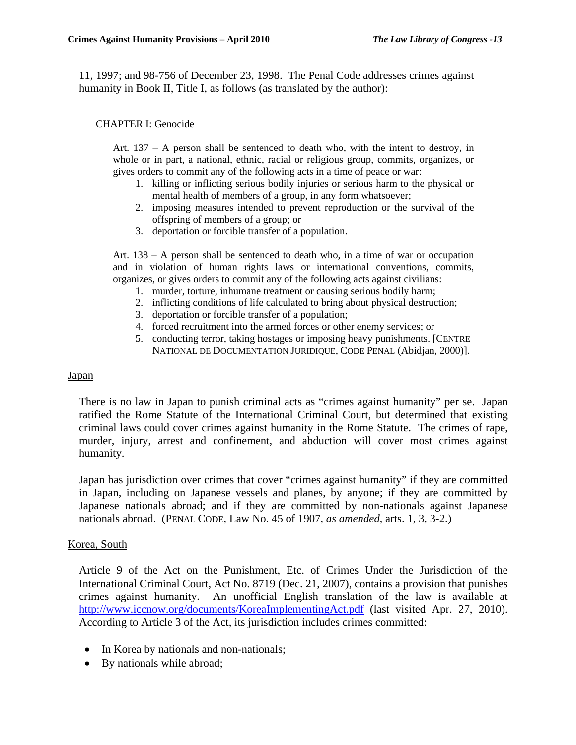11, 1997; and 98-756 of December 23, 1998. The Penal Code addresses crimes against humanity in Book II, Title I, as follows (as translated by the author):

CHAPTER I: Genocide

> Art. 137 – A person shall be sentenced to death who, with the intent to destroy, in whole or in part, a national, ethnic, racial or religious group, commits, organizes, or gives orders to commit any of the following acts in a time of peace or war:
>
> 1. killing or inflicting serious bodily injuries or serious harm to the physical or mental health of members of a group, in any form whatsoever;
> 2. imposing measures intended to prevent reproduction or the survival of the offspring of members of a group; or
> 3. deportation or forcible transfer of a population.
>
> Art. 138 – A person shall be sentenced to death who, in a time of war or occupation and in violation of human rights laws or international conventions, commits, organizes, or gives orders to commit any of the following acts against civilians:
>
> 1. murder, torture, inhumane treatment or causing serious bodily harm;
> 2. inflicting conditions of life calculated to bring about physical destruction;
> 3. deportation or forcible transfer of a population;
> 4. forced recruitment into the armed forces or other enemy services; or
> 5. conducting terror, taking hostages or imposing heavy punishments. [CENTRE NATIONAL DE DOCUMENTATION JURIDIQUE, CODE PENAL (Abidjan, 2000)].

Japan

There is no law in Japan to punish criminal acts as "crimes against humanity" per se. Japan ratified the Rome Statute of the International Criminal Court, but determined that existing criminal laws could cover crimes against humanity in the Rome Statute. The crimes of rape, murder, injury, arrest and confinement, and abduction will cover most crimes against humanity.

Japan has jurisdiction over crimes that cover "crimes against humanity" if they are committed in Japan, including on Japanese vessels and planes, by anyone; if they are committed by Japanese nationals abroad; and if they are committed by non-nationals against Japanese nationals abroad. (PENAL CODE, Law No. 45 of 1907, *as amended*, arts. 1, 3, 3-2.)

Korea, South

Article 9 of the Act on the Punishment, Etc. of Crimes Under the Jurisdiction of the International Criminal Court, Act No. 8719 (Dec. 21, 2007), contains a provision that punishes crimes against humanity. An unofficial English translation of the law is available at http://www.iccnow.org/documents/KoreaImplementingAct.pdf (last visited Apr. 27, 2010). According to Article 3 of the Act, its jurisdiction includes crimes committed:

- In Korea by nationals and non-nationals;
- By nationals while abroad;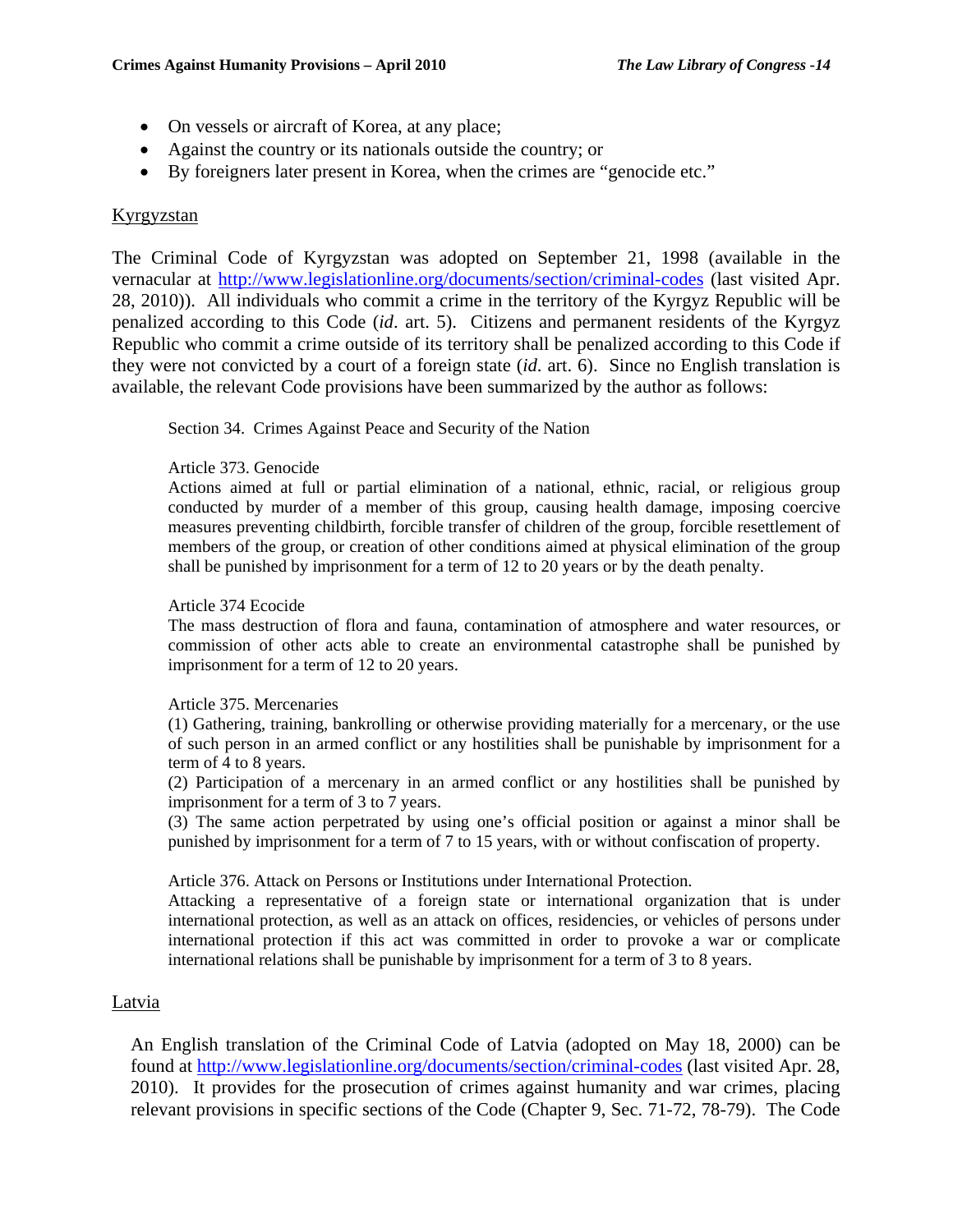- On vessels or aircraft of Korea, at any place;
- Against the country or its nationals outside the country; or
- By foreigners later present in Korea, when the crimes are "genocide etc."

Kyrgyzstan

The Criminal Code of Kyrgyzstan was adopted on September 21, 1998 (available in the vernacular at http://www.legislationline.org/documents/section/criminal-codes (last visited Apr. 28, 2010)). All individuals who commit a crime in the territory of the Kyrgyz Republic will be penalized according to this Code (*id*. art. 5). Citizens and permanent residents of the Kyrgyz Republic who commit a crime outside of its territory shall be penalized according to this Code if they were not convicted by a court of a foreign state (*id*. art. 6). Since no English translation is available, the relevant Code provisions have been summarized by the author as follows:

> Section 34. Crimes Against Peace and Security of the Nation
>
> Article 373. Genocide
> Actions aimed at full or partial elimination of a national, ethnic, racial, or religious group conducted by murder of a member of this group, causing health damage, imposing coercive measures preventing childbirth, forcible transfer of children of the group, forcible resettlement of members of the group, or creation of other conditions aimed at physical elimination of the group shall be punished by imprisonment for a term of 12 to 20 years or by the death penalty.
>
> Article 374 Ecocide
> The mass destruction of flora and fauna, contamination of atmosphere and water resources, or commission of other acts able to create an environmental catastrophe shall be punished by imprisonment for a term of 12 to 20 years.
>
> Article 375. Mercenaries
> (1) Gathering, training, bankrolling or otherwise providing materially for a mercenary, or the use of such person in an armed conflict or any hostilities shall be punishable by imprisonment for a term of 4 to 8 years.
> (2) Participation of a mercenary in an armed conflict or any hostilities shall be punished by imprisonment for a term of 3 to 7 years.
> (3) The same action perpetrated by using one's official position or against a minor shall be punished by imprisonment for a term of 7 to 15 years, with or without confiscation of property.
>
> Article 376. Attack on Persons or Institutions under International Protection.
> Attacking a representative of a foreign state or international organization that is under international protection, as well as an attack on offices, residencies, or vehicles of persons under international protection if this act was committed in order to provoke a war or complicate international relations shall be punishable by imprisonment for a term of 3 to 8 years.

Latvia

An English translation of the Criminal Code of Latvia (adopted on May 18, 2000) can be found at http://www.legislationline.org/documents/section/criminal-codes (last visited Apr. 28, 2010). It provides for the prosecution of crimes against humanity and war crimes, placing relevant provisions in specific sections of the Code (Chapter 9, Sec. 71-72, 78-79). The Code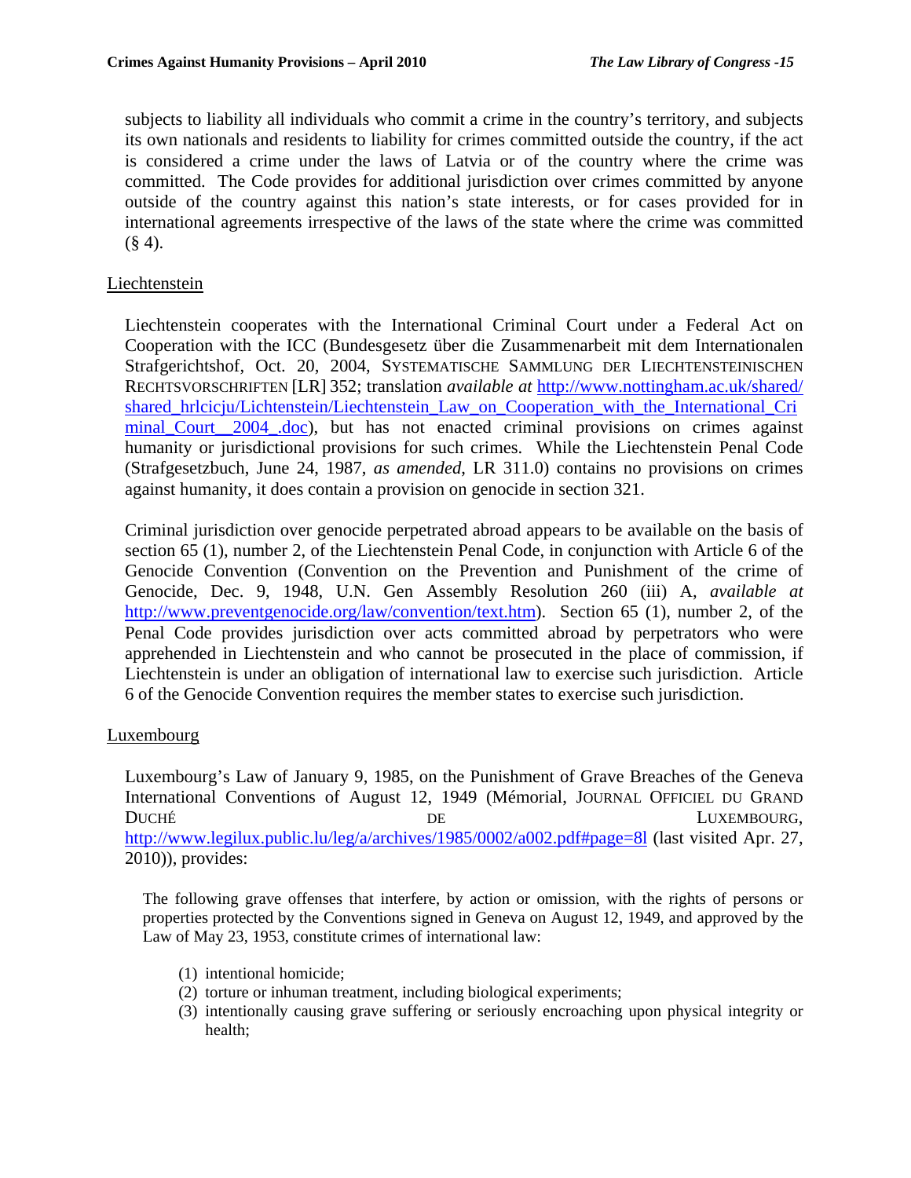subjects to liability all individuals who commit a crime in the country's territory, and subjects its own nationals and residents to liability for crimes committed outside the country, if the act is considered a crime under the laws of Latvia or of the country where the crime was committed. The Code provides for additional jurisdiction over crimes committed by anyone outside of the country against this nation's state interests, or for cases provided for in international agreements irrespective of the laws of the state where the crime was committed (§ 4).

## Liechtenstein

Liechtenstein cooperates with the International Criminal Court under a Federal Act on Cooperation with the ICC (Bundesgesetz über die Zusammenarbeit mit dem Internationalen Strafgerichtshof, Oct. 20, 2004, SYSTEMATISCHE SAMMLUNG DER LIECHTENSTEINISCHEN RECHTSVORSCHRIFTEN [LR] 352; translation *available at* http://www.nottingham.ac.uk/shared/shared_hrlcicju/Lichtenstein/Liechtenstein_Law_on_Cooperation_with_the_International_Criminal_Court__2004_.doc), but has not enacted criminal provisions on crimes against humanity or jurisdictional provisions for such crimes. While the Liechtenstein Penal Code (Strafgesetzbuch, June 24, 1987, *as amended*, LR 311.0) contains no provisions on crimes against humanity, it does contain a provision on genocide in section 321.

Criminal jurisdiction over genocide perpetrated abroad appears to be available on the basis of section 65 (1), number 2, of the Liechtenstein Penal Code, in conjunction with Article 6 of the Genocide Convention (Convention on the Prevention and Punishment of the crime of Genocide, Dec. 9, 1948, U.N. Gen Assembly Resolution 260 (iii) A, *available at* http://www.preventgenocide.org/law/convention/text.htm). Section 65 (1), number 2, of the Penal Code provides jurisdiction over acts committed abroad by perpetrators who were apprehended in Liechtenstein and who cannot be prosecuted in the place of commission, if Liechtenstein is under an obligation of international law to exercise such jurisdiction. Article 6 of the Genocide Convention requires the member states to exercise such jurisdiction.

## Luxembourg

Luxembourg's Law of January 9, 1985, on the Punishment of Grave Breaches of the Geneva International Conventions of August 12, 1949 (Mémorial, JOURNAL OFFICIEL DU GRAND DUCHÉ DE LUXEMBOURG, http://www.legilux.public.lu/leg/a/archives/1985/0002/a002.pdf#page=8l (last visited Apr. 27, 2010)), provides:

> The following grave offenses that interfere, by action or omission, with the rights of persons or properties protected by the Conventions signed in Geneva on August 12, 1949, and approved by the Law of May 23, 1953, constitute crimes of international law:
>
> (1) intentional homicide;
> (2) torture or inhuman treatment, including biological experiments;
> (3) intentionally causing grave suffering or seriously encroaching upon physical integrity or health;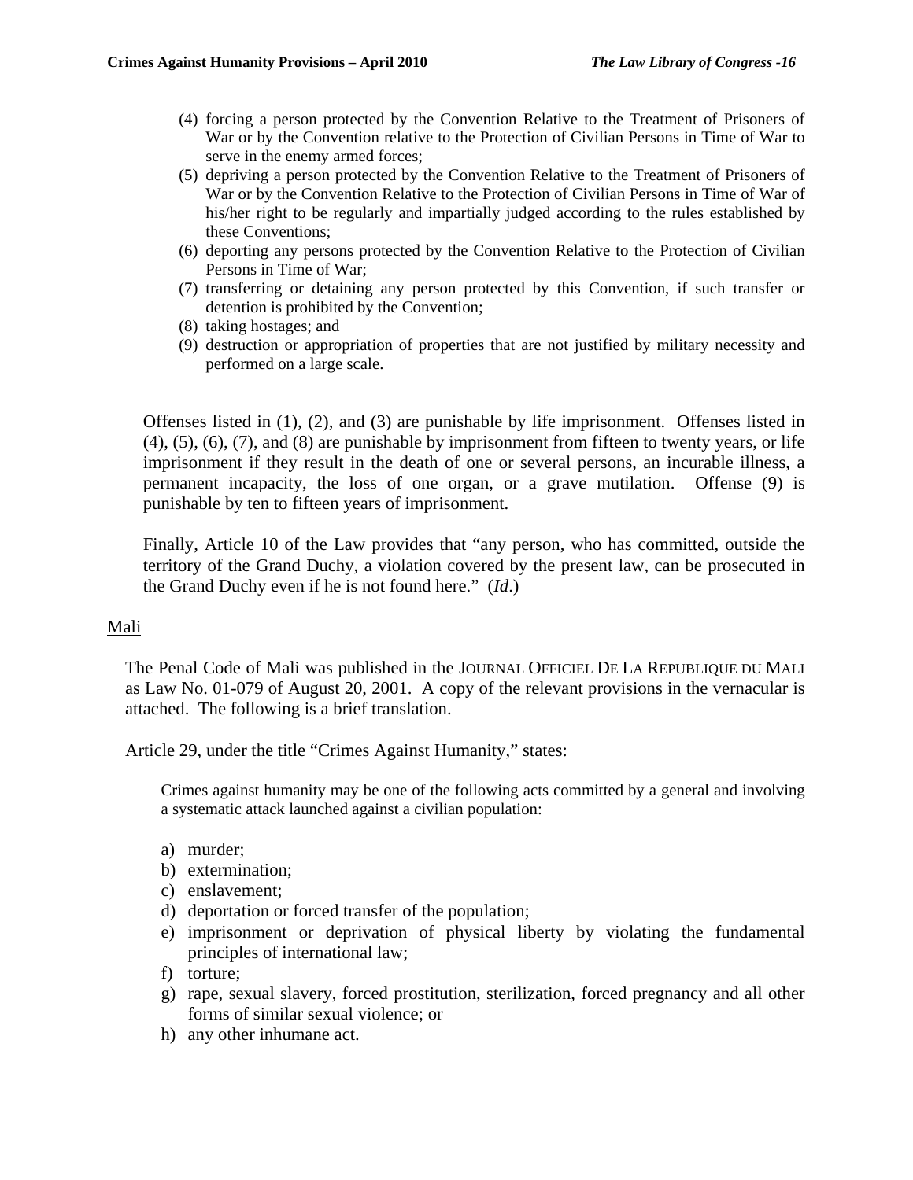(4) forcing a person protected by the Convention Relative to the Treatment of Prisoners of War or by the Convention relative to the Protection of Civilian Persons in Time of War to serve in the enemy armed forces;
(5) depriving a person protected by the Convention Relative to the Treatment of Prisoners of War or by the Convention Relative to the Protection of Civilian Persons in Time of War of his/her right to be regularly and impartially judged according to the rules established by these Conventions;
(6) deporting any persons protected by the Convention Relative to the Protection of Civilian Persons in Time of War;
(7) transferring or detaining any person protected by this Convention, if such transfer or detention is prohibited by the Convention;
(8) taking hostages; and
(9) destruction or appropriation of properties that are not justified by military necessity and performed on a large scale.

Offenses listed in (1), (2), and (3) are punishable by life imprisonment. Offenses listed in (4), (5), (6), (7), and (8) are punishable by imprisonment from fifteen to twenty years, or life imprisonment if they result in the death of one or several persons, an incurable illness, a permanent incapacity, the loss of one organ, or a grave mutilation. Offense (9) is punishable by ten to fifteen years of imprisonment.

Finally, Article 10 of the Law provides that "any person, who has committed, outside the territory of the Grand Duchy, a violation covered by the present law, can be prosecuted in the Grand Duchy even if he is not found here." (*Id*.)

## Mali

The Penal Code of Mali was published in the JOURNAL OFFICIEL DE LA REPUBLIQUE DU MALI as Law No. 01-079 of August 20, 2001. A copy of the relevant provisions in the vernacular is attached. The following is a brief translation.

Article 29, under the title "Crimes Against Humanity," states:

> Crimes against humanity may be one of the following acts committed by a general and involving a systematic attack launched against a civilian population:
>
> a) murder;
> b) extermination;
> c) enslavement;
> d) deportation or forced transfer of the population;
> e) imprisonment or deprivation of physical liberty by violating the fundamental principles of international law;
> f) torture;
> g) rape, sexual slavery, forced prostitution, sterilization, forced pregnancy and all other forms of similar sexual violence; or
> h) any other inhumane act.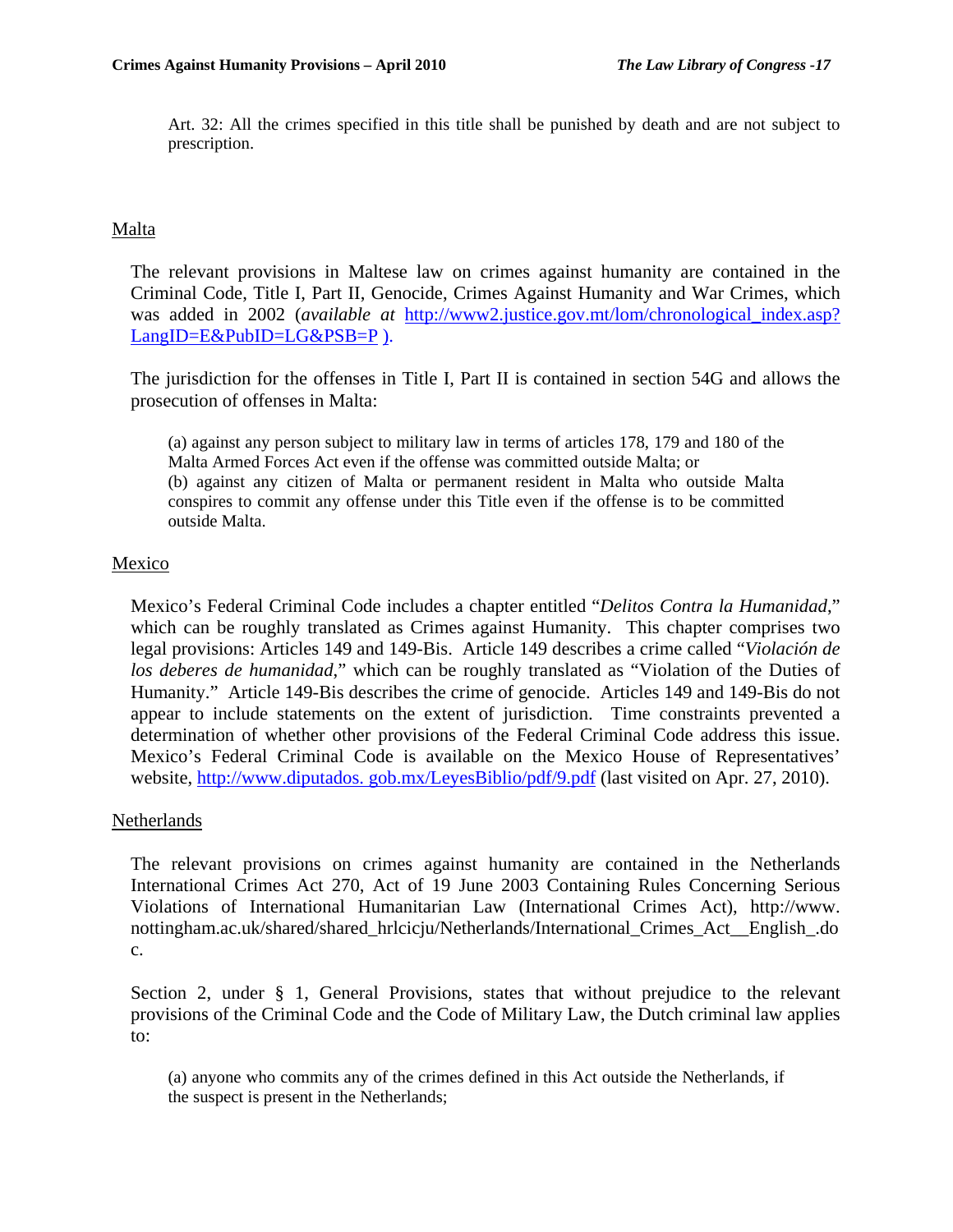> Art. 32: All the crimes specified in this title shall be punished by death and are not subject to prescription.

## Malta

The relevant provisions in Maltese law on crimes against humanity are contained in the Criminal Code, Title I, Part II, Genocide, Crimes Against Humanity and War Crimes, which was added in 2002 (*available at* http://www2.justice.gov.mt/lom/chronological_index.asp?LangID=E&PubID=LG&PSB=P ).

The jurisdiction for the offenses in Title I, Part II is contained in section 54G and allows the prosecution of offenses in Malta:

> (a) against any person subject to military law in terms of articles 178, 179 and 180 of the Malta Armed Forces Act even if the offense was committed outside Malta; or
> (b) against any citizen of Malta or permanent resident in Malta who outside Malta conspires to commit any offense under this Title even if the offense is to be committed outside Malta.

## Mexico

Mexico's Federal Criminal Code includes a chapter entitled "*Delitos Contra la Humanidad*," which can be roughly translated as Crimes against Humanity. This chapter comprises two legal provisions: Articles 149 and 149-Bis. Article 149 describes a crime called "*Violación de los deberes de humanidad*," which can be roughly translated as "Violation of the Duties of Humanity." Article 149-Bis describes the crime of genocide. Articles 149 and 149-Bis do not appear to include statements on the extent of jurisdiction. Time constraints prevented a determination of whether other provisions of the Federal Criminal Code address this issue. Mexico's Federal Criminal Code is available on the Mexico House of Representatives' website, http://www.diputados. gob.mx/LeyesBiblio/pdf/9.pdf (last visited on Apr. 27, 2010).

## Netherlands

The relevant provisions on crimes against humanity are contained in the Netherlands International Crimes Act 270, Act of 19 June 2003 Containing Rules Concerning Serious Violations of International Humanitarian Law (International Crimes Act), http://www. nottingham.ac.uk/shared/shared_hrlcicju/Netherlands/International_Crimes_Act__English_.doc.

Section 2, under § 1, General Provisions, states that without prejudice to the relevant provisions of the Criminal Code and the Code of Military Law, the Dutch criminal law applies to:

> (a) anyone who commits any of the crimes defined in this Act outside the Netherlands, if the suspect is present in the Netherlands;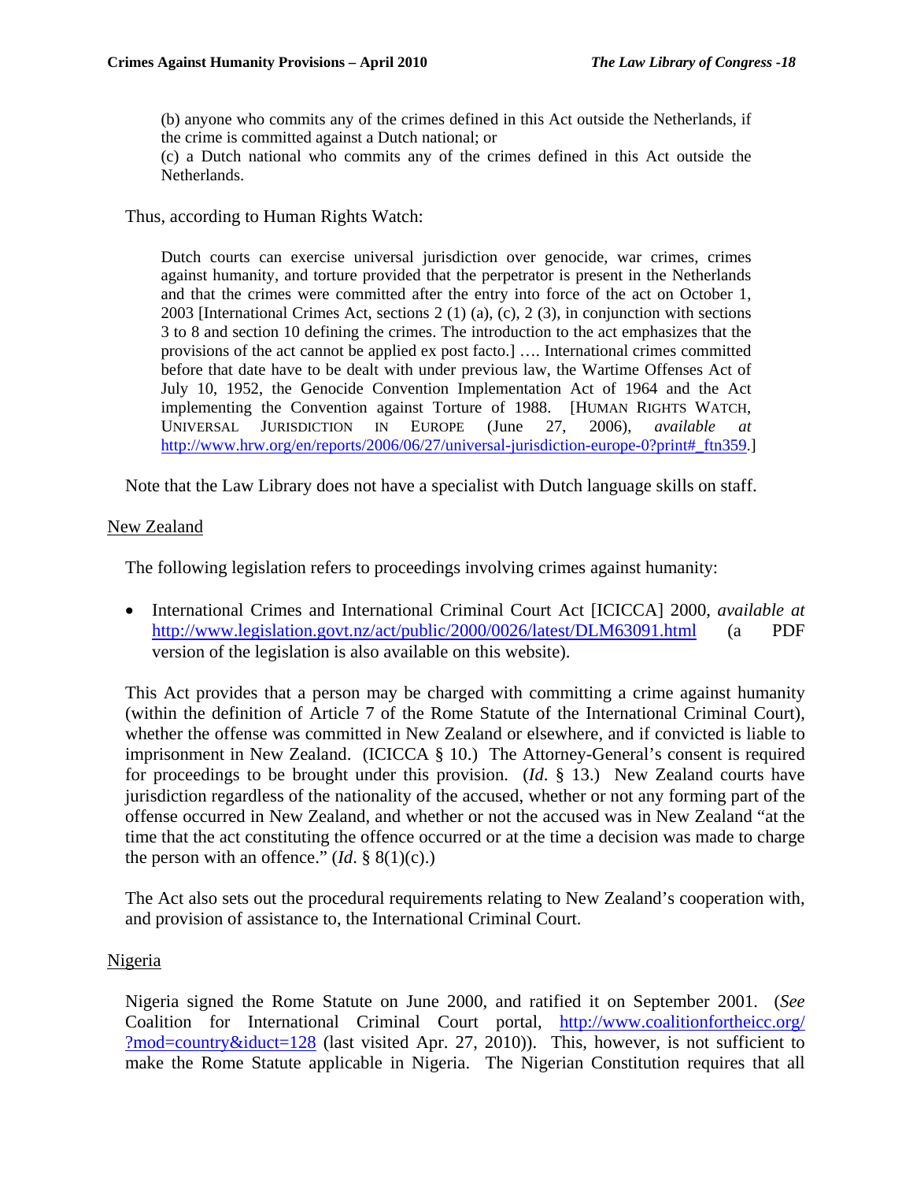> (b) anyone who commits any of the crimes defined in this Act outside the Netherlands, if the crime is committed against a Dutch national; or
> (c) a Dutch national who commits any of the crimes defined in this Act outside the Netherlands.

Thus, according to Human Rights Watch:

> Dutch courts can exercise universal jurisdiction over genocide, war crimes, crimes against humanity, and torture provided that the perpetrator is present in the Netherlands and that the crimes were committed after the entry into force of the act on October 1, 2003 [International Crimes Act, sections 2 (1) (a), (c), 2 (3), in conjunction with sections 3 to 8 and section 10 defining the crimes. The introduction to the act emphasizes that the provisions of the act cannot be applied ex post facto.] …. International crimes committed before that date have to be dealt with under previous law, the Wartime Offenses Act of July 10, 1952, the Genocide Convention Implementation Act of 1964 and the Act implementing the Convention against Torture of 1988. [HUMAN RIGHTS WATCH, UNIVERSAL JURISDICTION IN EUROPE (June 27, 2006), *available at* http://www.hrw.org/en/reports/2006/06/27/universal-jurisdiction-europe-0?print#_ftn359.]

Note that the Law Library does not have a specialist with Dutch language skills on staff.

## New Zealand

The following legislation refers to proceedings involving crimes against humanity:

- International Crimes and International Criminal Court Act [ICICCA] 2000, *available at* http://www.legislation.govt.nz/act/public/2000/0026/latest/DLM63091.html (a PDF version of the legislation is also available on this website).

This Act provides that a person may be charged with committing a crime against humanity (within the definition of Article 7 of the Rome Statute of the International Criminal Court), whether the offense was committed in New Zealand or elsewhere, and if convicted is liable to imprisonment in New Zealand. (ICICCA § 10.) The Attorney-General's consent is required for proceedings to be brought under this provision. (*Id*. § 13.) New Zealand courts have jurisdiction regardless of the nationality of the accused, whether or not any forming part of the offense occurred in New Zealand, and whether or not the accused was in New Zealand "at the time that the act constituting the offence occurred or at the time a decision was made to charge the person with an offence." (*Id*. § 8(1)(c).)

The Act also sets out the procedural requirements relating to New Zealand's cooperation with, and provision of assistance to, the International Criminal Court.

## Nigeria

Nigeria signed the Rome Statute on June 2000, and ratified it on September 2001. (*See* Coalition for International Criminal Court portal, http://www.coalitionfortheicc.org/?mod=country&iduct=128 (last visited Apr. 27, 2010)). This, however, is not sufficient to make the Rome Statute applicable in Nigeria. The Nigerian Constitution requires that all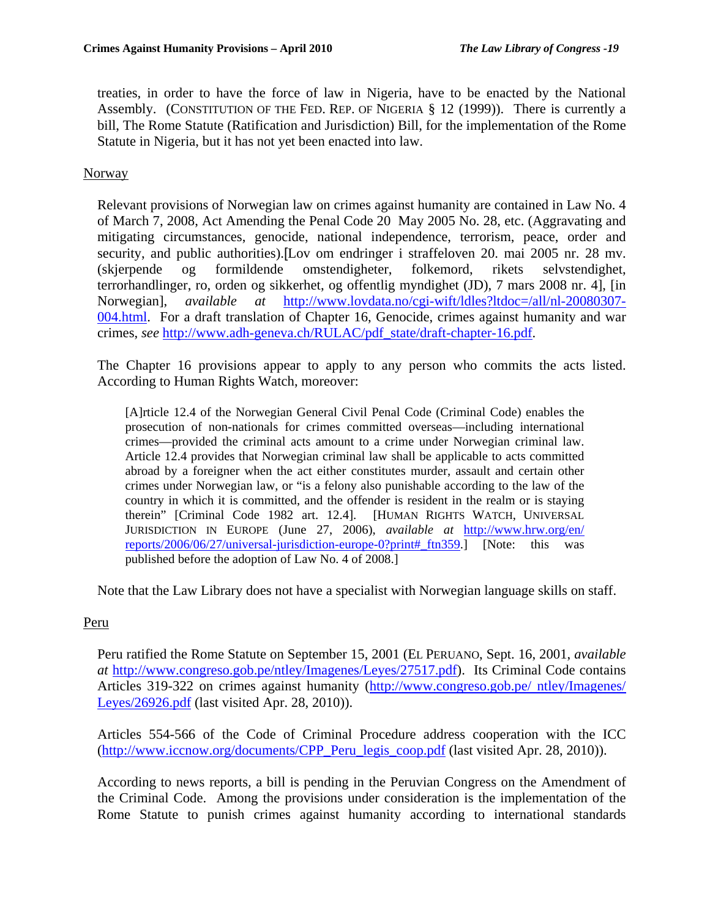treaties, in order to have the force of law in Nigeria, have to be enacted by the National Assembly. (CONSTITUTION OF THE FED. REP. OF NIGERIA § 12 (1999)). There is currently a bill, The Rome Statute (Ratification and Jurisdiction) Bill, for the implementation of the Rome Statute in Nigeria, but it has not yet been enacted into law.

Norway

Relevant provisions of Norwegian law on crimes against humanity are contained in Law No. 4 of March 7, 2008, Act Amending the Penal Code 20 May 2005 No. 28, etc. (Aggravating and mitigating circumstances, genocide, national independence, terrorism, peace, order and security, and public authorities).[Lov om endringer i straffeloven 20. mai 2005 nr. 28 mv. (skjerpende og formildende omstendigheter, folkemord, rikets selvstendighet, terrorhandlinger, ro, orden og sikkerhet, og offentlig myndighet (JD), 7 mars 2008 nr. 4], [in Norwegian], *available at* http://www.lovdata.no/cgi-wift/ldles?ltdoc=/all/nl-20080307-004.html. For a draft translation of Chapter 16, Genocide, crimes against humanity and war crimes, *see* http://www.adh-geneva.ch/RULAC/pdf_state/draft-chapter-16.pdf.

The Chapter 16 provisions appear to apply to any person who commits the acts listed. According to Human Rights Watch, moreover:

> [A]rticle 12.4 of the Norwegian General Civil Penal Code (Criminal Code) enables the prosecution of non-nationals for crimes committed overseas—including international crimes—provided the criminal acts amount to a crime under Norwegian criminal law. Article 12.4 provides that Norwegian criminal law shall be applicable to acts committed abroad by a foreigner when the act either constitutes murder, assault and certain other crimes under Norwegian law, or "is a felony also punishable according to the law of the country in which it is committed, and the offender is resident in the realm or is staying therein" [Criminal Code 1982 art. 12.4]. [HUMAN RIGHTS WATCH, UNIVERSAL JURISDICTION IN EUROPE (June 27, 2006), *available at* http://www.hrw.org/en/reports/2006/06/27/universal-jurisdiction-europe-0?print#_ftn359.] [Note: this was published before the adoption of Law No. 4 of 2008.]

Note that the Law Library does not have a specialist with Norwegian language skills on staff.

Peru

Peru ratified the Rome Statute on September 15, 2001 (EL PERUANO, Sept. 16, 2001, *available at* http://www.congreso.gob.pe/ntley/Imagenes/Leyes/27517.pdf). Its Criminal Code contains Articles 319-322 on crimes against humanity (http://www.congreso.gob.pe/ ntley/Imagenes/Leyes/26926.pdf (last visited Apr. 28, 2010)).

Articles 554-566 of the Code of Criminal Procedure address cooperation with the ICC (http://www.iccnow.org/documents/CPP_Peru_legis_coop.pdf (last visited Apr. 28, 2010)).

According to news reports, a bill is pending in the Peruvian Congress on the Amendment of the Criminal Code. Among the provisions under consideration is the implementation of the Rome Statute to punish crimes against humanity according to international standards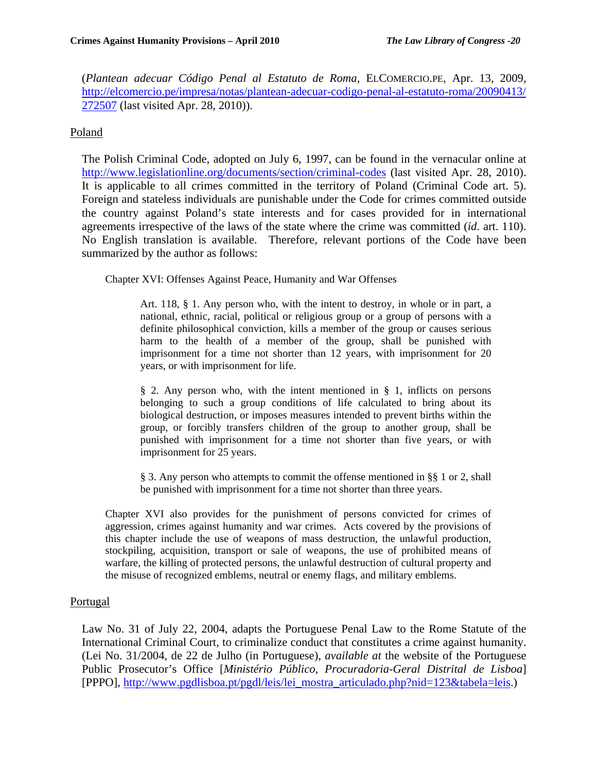(*Plantean adecuar Código Penal al Estatuto de Roma*, ELCOMERCIO.PE, Apr. 13, 2009, http://elcomercio.pe/impresa/notas/plantean-adecuar-codigo-penal-al-estatuto-roma/20090413/272507 (last visited Apr. 28, 2010)).

## Poland

The Polish Criminal Code, adopted on July 6, 1997, can be found in the vernacular online at http://www.legislationline.org/documents/section/criminal-codes (last visited Apr. 28, 2010). It is applicable to all crimes committed in the territory of Poland (Criminal Code art. 5). Foreign and stateless individuals are punishable under the Code for crimes committed outside the country against Poland's state interests and for cases provided for in international agreements irrespective of the laws of the state where the crime was committed (*id*. art. 110). No English translation is available. Therefore, relevant portions of the Code have been summarized by the author as follows:

> Chapter XVI: Offenses Against Peace, Humanity and War Offenses
>
> > Art. 118, § 1. Any person who, with the intent to destroy, in whole or in part, a national, ethnic, racial, political or religious group or a group of persons with a definite philosophical conviction, kills a member of the group or causes serious harm to the health of a member of the group, shall be punished with imprisonment for a time not shorter than 12 years, with imprisonment for 20 years, or with imprisonment for life.
> >
> > § 2. Any person who, with the intent mentioned in § 1, inflicts on persons belonging to such a group conditions of life calculated to bring about its biological destruction, or imposes measures intended to prevent births within the group, or forcibly transfers children of the group to another group, shall be punished with imprisonment for a time not shorter than five years, or with imprisonment for 25 years.
> >
> > § 3. Any person who attempts to commit the offense mentioned in §§ 1 or 2, shall be punished with imprisonment for a time not shorter than three years.
>
> Chapter XVI also provides for the punishment of persons convicted for crimes of aggression, crimes against humanity and war crimes. Acts covered by the provisions of this chapter include the use of weapons of mass destruction, the unlawful production, stockpiling, acquisition, transport or sale of weapons, the use of prohibited means of warfare, the killing of protected persons, the unlawful destruction of cultural property and the misuse of recognized emblems, neutral or enemy flags, and military emblems.

## Portugal

Law No. 31 of July 22, 2004, adapts the Portuguese Penal Law to the Rome Statute of the International Criminal Court, to criminalize conduct that constitutes a crime against humanity. (Lei No. 31/2004, de 22 de Julho (in Portuguese), *available at* the website of the Portuguese Public Prosecutor's Office [*Ministério Público, Procuradoria-Geral Distrital de Lisboa*] [PPPO], http://www.pgdlisboa.pt/pgdl/leis/lei_mostra_articulado.php?nid=123&tabela=leis.)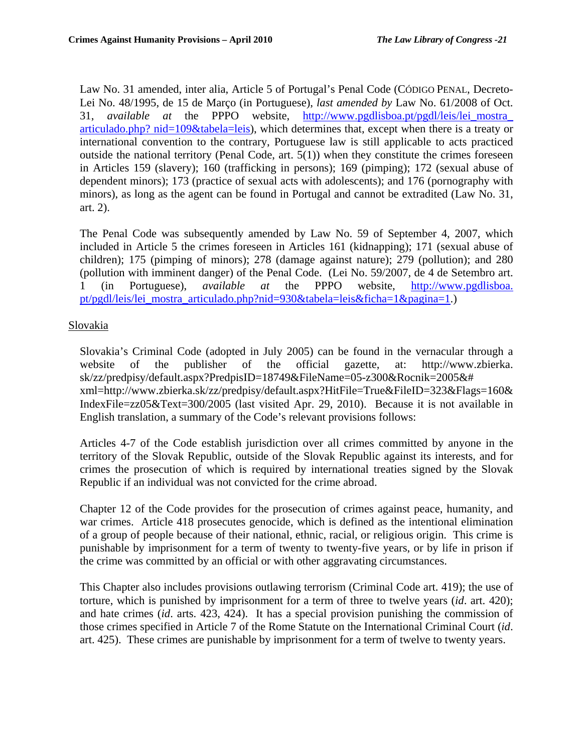Law No. 31 amended, inter alia, Article 5 of Portugal's Penal Code (CÓDIGO PENAL, Decreto-Lei No. 48/1995, de 15 de Março (in Portuguese), *last amended by* Law No. 61/2008 of Oct. 31, *available at* the PPPO website, http://www.pgdlisboa.pt/pgdl/leis/lei_mostra_articulado.php? nid=109&tabela=leis), which determines that, except when there is a treaty or international convention to the contrary, Portuguese law is still applicable to acts practiced outside the national territory (Penal Code, art. 5(1)) when they constitute the crimes foreseen in Articles 159 (slavery); 160 (trafficking in persons); 169 (pimping); 172 (sexual abuse of dependent minors); 173 (practice of sexual acts with adolescents); and 176 (pornography with minors), as long as the agent can be found in Portugal and cannot be extradited (Law No. 31, art. 2).

The Penal Code was subsequently amended by Law No. 59 of September 4, 2007, which included in Article 5 the crimes foreseen in Articles 161 (kidnapping); 171 (sexual abuse of children); 175 (pimping of minors); 278 (damage against nature); 279 (pollution); and 280 (pollution with imminent danger) of the Penal Code. (Lei No. 59/2007, de 4 de Setembro art. 1 (in Portuguese), *available at* the PPPO website, http://www.pgdlisboa.pt/pgdl/leis/lei_mostra_articulado.php?nid=930&tabela=leis&ficha=1&pagina=1.)

Slovakia

Slovakia's Criminal Code (adopted in July 2005) can be found in the vernacular through a website of the publisher of the official gazette, at: http://www.zbierka.sk/zz/predpisy/default.aspx?PredpisID=18749&FileName=05-z300&Rocnik=2005&#xml=http://www.zbierka.sk/zz/predpisy/default.aspx?HitFile=True&FileID=323&Flags=160&IndexFile=zz05&Text=300/2005 (last visited Apr. 29, 2010). Because it is not available in English translation, a summary of the Code's relevant provisions follows:

Articles 4-7 of the Code establish jurisdiction over all crimes committed by anyone in the territory of the Slovak Republic, outside of the Slovak Republic against its interests, and for crimes the prosecution of which is required by international treaties signed by the Slovak Republic if an individual was not convicted for the crime abroad.

Chapter 12 of the Code provides for the prosecution of crimes against peace, humanity, and war crimes. Article 418 prosecutes genocide, which is defined as the intentional elimination of a group of people because of their national, ethnic, racial, or religious origin. This crime is punishable by imprisonment for a term of twenty to twenty-five years, or by life in prison if the crime was committed by an official or with other aggravating circumstances.

This Chapter also includes provisions outlawing terrorism (Criminal Code art. 419); the use of torture, which is punished by imprisonment for a term of three to twelve years (*id*. art. 420); and hate crimes (*id*. arts. 423, 424). It has a special provision punishing the commission of those crimes specified in Article 7 of the Rome Statute on the International Criminal Court (*id*. art. 425). These crimes are punishable by imprisonment for a term of twelve to twenty years.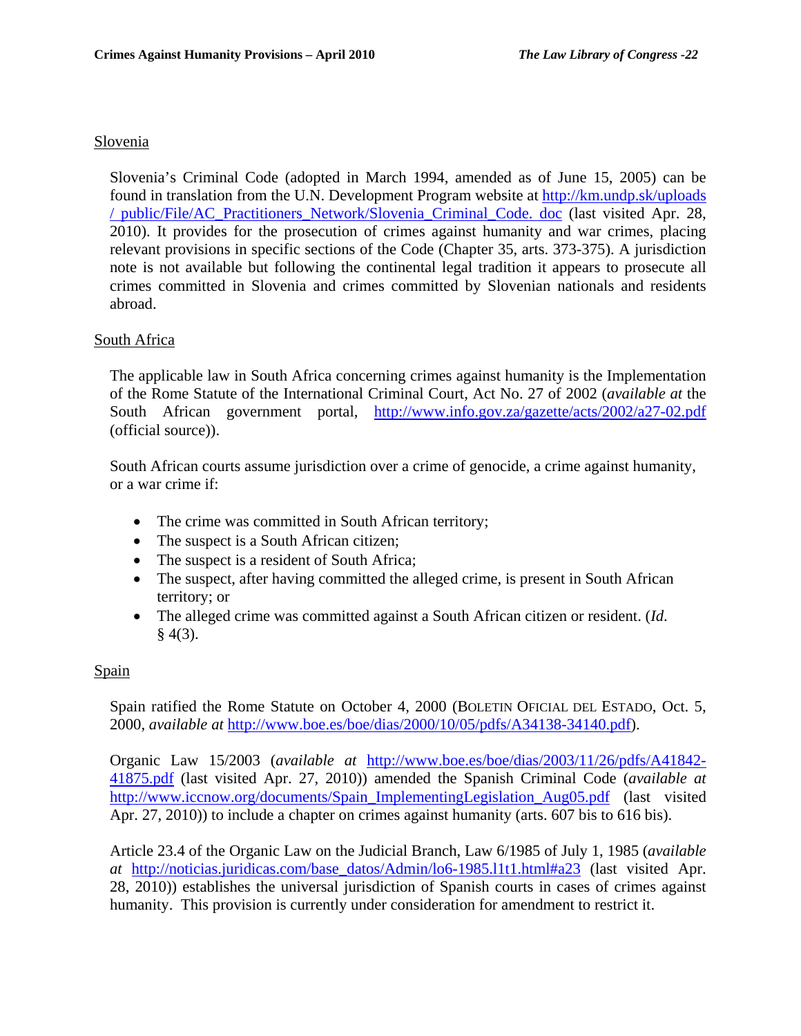## Slovenia

Slovenia's Criminal Code (adopted in March 1994, amended as of June 15, 2005) can be found in translation from the U.N. Development Program website at http://km.undp.sk/uploads/_public/File/AC_Practitioners_Network/Slovenia_Criminal_Code.doc (last visited Apr. 28, 2010). It provides for the prosecution of crimes against humanity and war crimes, placing relevant provisions in specific sections of the Code (Chapter 35, arts. 373-375). A jurisdiction note is not available but following the continental legal tradition it appears to prosecute all crimes committed in Slovenia and crimes committed by Slovenian nationals and residents abroad.

## South Africa

The applicable law in South Africa concerning crimes against humanity is the Implementation of the Rome Statute of the International Criminal Court, Act No. 27 of 2002 (*available at* the South African government portal, http://www.info.gov.za/gazette/acts/2002/a27-02.pdf (official source)).

South African courts assume jurisdiction over a crime of genocide, a crime against humanity, or a war crime if:

- The crime was committed in South African territory;
- The suspect is a South African citizen;
- The suspect is a resident of South Africa;
- The suspect, after having committed the alleged crime, is present in South African territory; or
- The alleged crime was committed against a South African citizen or resident. (*Id.* § 4(3).

## Spain

Spain ratified the Rome Statute on October 4, 2000 (BOLETIN OFICIAL DEL ESTADO, Oct. 5, 2000, *available at* http://www.boe.es/boe/dias/2000/10/05/pdfs/A34138-34140.pdf).

Organic Law 15/2003 (*available at* http://www.boe.es/boe/dias/2003/11/26/pdfs/A41842-41875.pdf (last visited Apr. 27, 2010)) amended the Spanish Criminal Code (*available at* http://www.iccnow.org/documents/Spain_ImplementingLegislation_Aug05.pdf (last visited Apr. 27, 2010)) to include a chapter on crimes against humanity (arts. 607 bis to 616 bis).

Article 23.4 of the Organic Law on the Judicial Branch, Law 6/1985 of July 1, 1985 (*available at* http://noticias.juridicas.com/base_datos/Admin/lo6-1985.l1t1.html#a23 (last visited Apr. 28, 2010)) establishes the universal jurisdiction of Spanish courts in cases of crimes against humanity. This provision is currently under consideration for amendment to restrict it.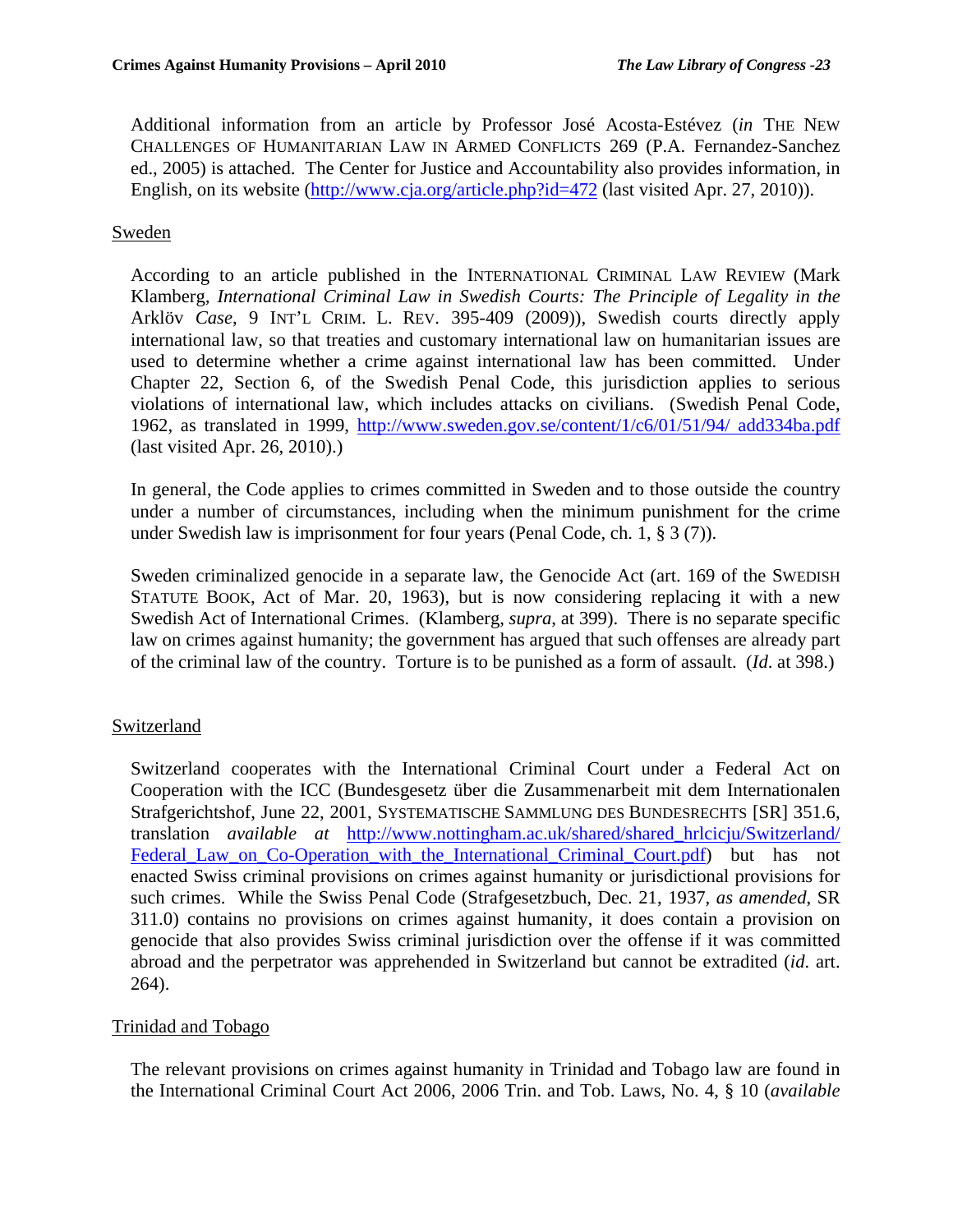Additional information from an article by Professor José Acosta-Estévez (*in* THE NEW CHALLENGES OF HUMANITARIAN LAW IN ARMED CONFLICTS 269 (P.A. Fernandez-Sanchez ed., 2005) is attached. The Center for Justice and Accountability also provides information, in English, on its website (http://www.cja.org/article.php?id=472 (last visited Apr. 27, 2010)).

Sweden

According to an article published in the INTERNATIONAL CRIMINAL LAW REVIEW (Mark Klamberg, *International Criminal Law in Swedish Courts: The Principle of Legality in the* Arklöv *Case*, 9 INT'L CRIM. L. REV. 395-409 (2009)), Swedish courts directly apply international law, so that treaties and customary international law on humanitarian issues are used to determine whether a crime against international law has been committed. Under Chapter 22, Section 6, of the Swedish Penal Code, this jurisdiction applies to serious violations of international law, which includes attacks on civilians. (Swedish Penal Code, 1962, as translated in 1999, http://www.sweden.gov.se/content/1/c6/01/51/94/ add334ba.pdf (last visited Apr. 26, 2010).)

In general, the Code applies to crimes committed in Sweden and to those outside the country under a number of circumstances, including when the minimum punishment for the crime under Swedish law is imprisonment for four years (Penal Code, ch. 1, § 3 (7)).

Sweden criminalized genocide in a separate law, the Genocide Act (art. 169 of the SWEDISH STATUTE BOOK, Act of Mar. 20, 1963), but is now considering replacing it with a new Swedish Act of International Crimes. (Klamberg, *supra*, at 399). There is no separate specific law on crimes against humanity; the government has argued that such offenses are already part of the criminal law of the country. Torture is to be punished as a form of assault. (*Id*. at 398.)

Switzerland

Switzerland cooperates with the International Criminal Court under a Federal Act on Cooperation with the ICC (Bundesgesetz über die Zusammenarbeit mit dem Internationalen Strafgerichtshof, June 22, 2001, SYSTEMATISCHE SAMMLUNG DES BUNDESRECHTS [SR] 351.6, translation *available at* http://www.nottingham.ac.uk/shared/shared_hrlcicju/Switzerland/Federal_Law_on_Co-Operation_with_the_International_Criminal_Court.pdf) but has not enacted Swiss criminal provisions on crimes against humanity or jurisdictional provisions for such crimes. While the Swiss Penal Code (Strafgesetzbuch, Dec. 21, 1937, *as amended*, SR 311.0) contains no provisions on crimes against humanity, it does contain a provision on genocide that also provides Swiss criminal jurisdiction over the offense if it was committed abroad and the perpetrator was apprehended in Switzerland but cannot be extradited (*id*. art. 264).

Trinidad and Tobago

The relevant provisions on crimes against humanity in Trinidad and Tobago law are found in the International Criminal Court Act 2006, 2006 Trin. and Tob. Laws, No. 4, § 10 (*available*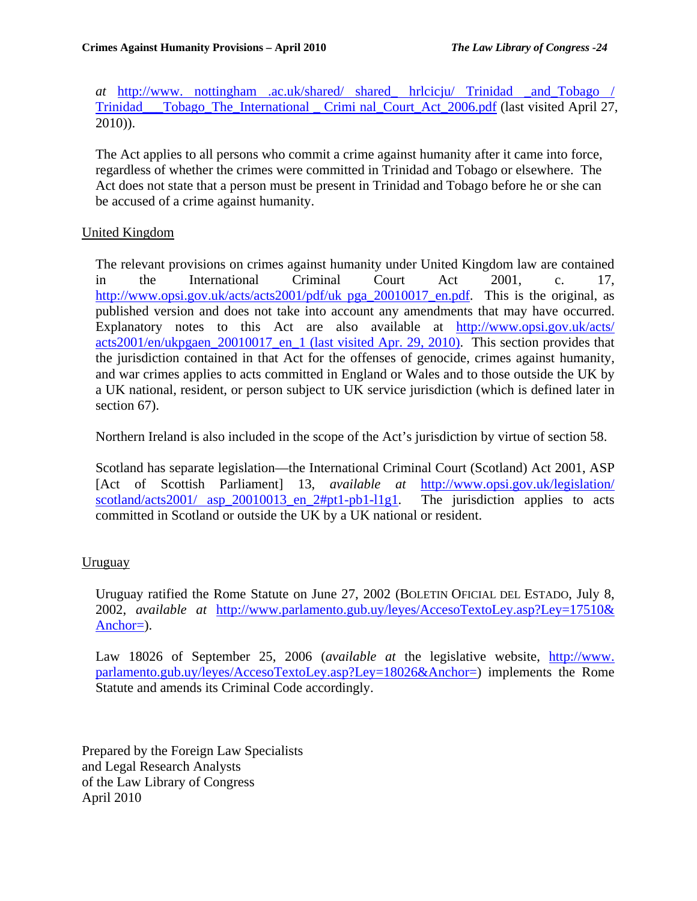*at* http://www. nottingham .ac.uk/shared/ shared_ hrlcicju/ Trinidad _and_Tobago / Trinidad___Tobago_The_International _ Crimi nal_Court_Act_2006.pdf (last visited April 27, 2010)).

The Act applies to all persons who commit a crime against humanity after it came into force, regardless of whether the crimes were committed in Trinidad and Tobago or elsewhere. The Act does not state that a person must be present in Trinidad and Tobago before he or she can be accused of a crime against humanity.

United Kingdom

The relevant provisions on crimes against humanity under United Kingdom law are contained in the International Criminal Court Act 2001, c. 17, http://www.opsi.gov.uk/acts/acts2001/pdf/uk pga_20010017_en.pdf. This is the original, as published version and does not take into account any amendments that may have occurred. Explanatory notes to this Act are also available at http://www.opsi.gov.uk/acts/acts2001/en/ukpgaen_20010017_en_1 (last visited Apr. 29, 2010). This section provides that the jurisdiction contained in that Act for the offenses of genocide, crimes against humanity, and war crimes applies to acts committed in England or Wales and to those outside the UK by a UK national, resident, or person subject to UK service jurisdiction (which is defined later in section 67).

Northern Ireland is also included in the scope of the Act's jurisdiction by virtue of section 58.

Scotland has separate legislation—the International Criminal Court (Scotland) Act 2001, ASP [Act of Scottish Parliament] 13, *available at* http://www.opsi.gov.uk/legislation/scotland/acts2001/ asp_20010013_en_2#pt1-pb1-l1g1. The jurisdiction applies to acts committed in Scotland or outside the UK by a UK national or resident.

Uruguay

Uruguay ratified the Rome Statute on June 27, 2002 (BOLETIN OFICIAL DEL ESTADO, July 8, 2002, *available at* http://www.parlamento.gub.uy/leyes/AccesoTextoLey.asp?Ley=17510&Anchor=).

Law 18026 of September 25, 2006 (*available at* the legislative website, http://www.parlamento.gub.uy/leyes/AccesoTextoLey.asp?Ley=18026&Anchor=) implements the Rome Statute and amends its Criminal Code accordingly.

Prepared by the Foreign Law Specialists
and Legal Research Analysts
of the Law Library of Congress
April 2010